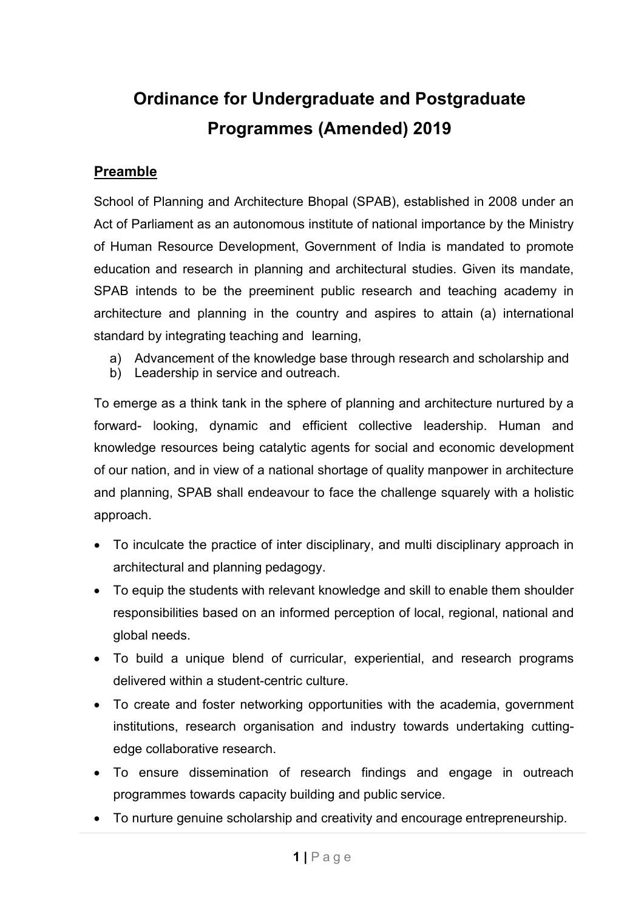# Ordinance for Undergraduate and Postgraduate Programmes (Amended) 2019

## Preamble

School of Planning and Architecture Bhopal (SPAB), established in 2008 under an Act of Parliament as an autonomous institute of national importance by the Ministry of Human Resource Development, Government of India is mandated to promote education and research in planning and architectural studies. Given its mandate, SPAB intends to be the preeminent public research and teaching academy in architecture and planning in the country and aspires to attain (a) international standard by integrating teaching and learning,

a) Advancement of the knowledge base through research and scholarship and
b) Leadership in service and outreach.

To emerge as a think tank in the sphere of planning and architecture nurtured by a forward- looking, dynamic and efficient collective leadership. Human and knowledge resources being catalytic agents for social and economic development of our nation, and in view of a national shortage of quality manpower in architecture and planning, SPAB shall endeavour to face the challenge squarely with a holistic approach.

- To inculcate the practice of inter disciplinary, and multi disciplinary approach in architectural and planning pedagogy.
- To equip the students with relevant knowledge and skill to enable them shoulder responsibilities based on an informed perception of local, regional, national and global needs.
- To build a unique blend of curricular, experiential, and research programs delivered within a student-centric culture.
- To create and foster networking opportunities with the academia, government institutions, research organisation and industry towards undertaking cutting-edge collaborative research.
- To ensure dissemination of research findings and engage in outreach programmes towards capacity building and public service.
- To nurture genuine scholarship and creativity and encourage entrepreneurship.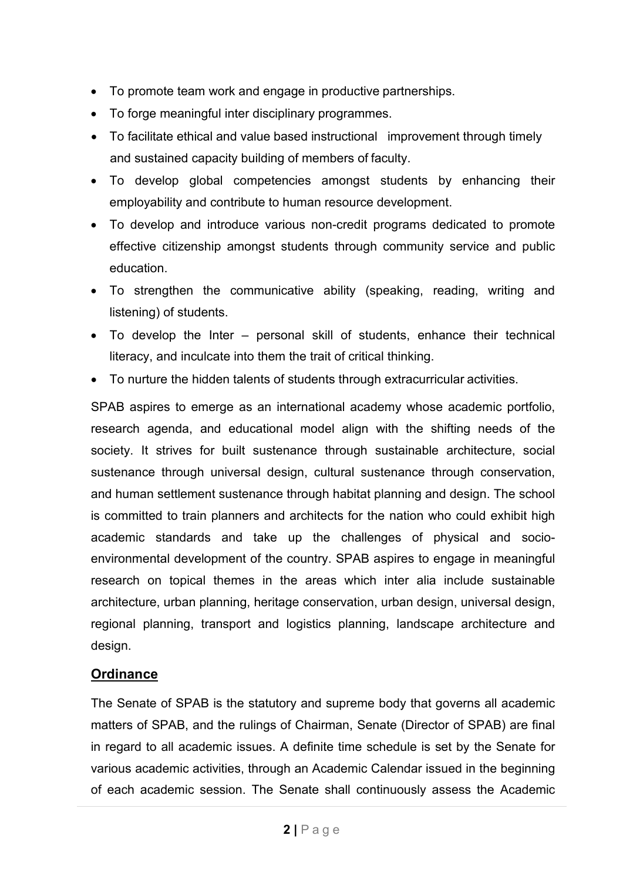- To promote team work and engage in productive partnerships.
- To forge meaningful inter disciplinary programmes.
- To facilitate ethical and value based instructional improvement through timely and sustained capacity building of members of faculty.
- To develop global competencies amongst students by enhancing their employability and contribute to human resource development.
- To develop and introduce various non-credit programs dedicated to promote effective citizenship amongst students through community service and public education.
- To strengthen the communicative ability (speaking, reading, writing and listening) of students.
- To develop the Inter – personal skill of students, enhance their technical literacy, and inculcate into them the trait of critical thinking.
- To nurture the hidden talents of students through extracurricular activities.

SPAB aspires to emerge as an international academy whose academic portfolio, research agenda, and educational model align with the shifting needs of the society. It strives for built sustenance through sustainable architecture, social sustenance through universal design, cultural sustenance through conservation, and human settlement sustenance through habitat planning and design. The school is committed to train planners and architects for the nation who could exhibit high academic standards and take up the challenges of physical and socio-environmental development of the country. SPAB aspires to engage in meaningful research on topical themes in the areas which inter alia include sustainable architecture, urban planning, heritage conservation, urban design, universal design, regional planning, transport and logistics planning, landscape architecture and design.

## Ordinance

The Senate of SPAB is the statutory and supreme body that governs all academic matters of SPAB, and the rulings of Chairman, Senate (Director of SPAB) are final in regard to all academic issues. A definite time schedule is set by the Senate for various academic activities, through an Academic Calendar issued in the beginning of each academic session. The Senate shall continuously assess the Academic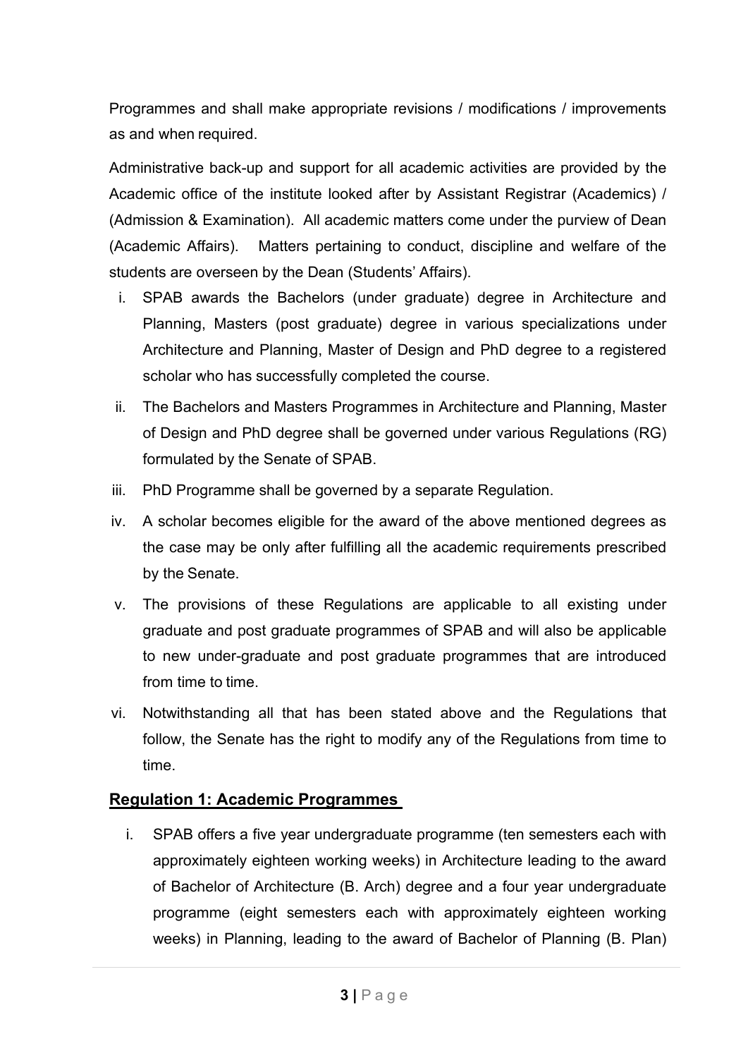Programmes and shall make appropriate revisions / modifications / improvements as and when required.

Administrative back-up and support for all academic activities are provided by the Academic office of the institute looked after by Assistant Registrar (Academics) / (Admission & Examination). All academic matters come under the purview of Dean (Academic Affairs). Matters pertaining to conduct, discipline and welfare of the students are overseen by the Dean (Students' Affairs).

i. SPAB awards the Bachelors (under graduate) degree in Architecture and Planning, Masters (post graduate) degree in various specializations under Architecture and Planning, Master of Design and PhD degree to a registered scholar who has successfully completed the course.

ii. The Bachelors and Masters Programmes in Architecture and Planning, Master of Design and PhD degree shall be governed under various Regulations (RG) formulated by the Senate of SPAB.

iii. PhD Programme shall be governed by a separate Regulation.

iv. A scholar becomes eligible for the award of the above mentioned degrees as the case may be only after fulfilling all the academic requirements prescribed by the Senate.

v. The provisions of these Regulations are applicable to all existing under graduate and post graduate programmes of SPAB and will also be applicable to new under-graduate and post graduate programmes that are introduced from time to time.

vi. Notwithstanding all that has been stated above and the Regulations that follow, the Senate has the right to modify any of the Regulations from time to time.

## Regulation 1: Academic Programmes

i. SPAB offers a five year undergraduate programme (ten semesters each with approximately eighteen working weeks) in Architecture leading to the award of Bachelor of Architecture (B. Arch) degree and a four year undergraduate programme (eight semesters each with approximately eighteen working weeks) in Planning, leading to the award of Bachelor of Planning (B. Plan)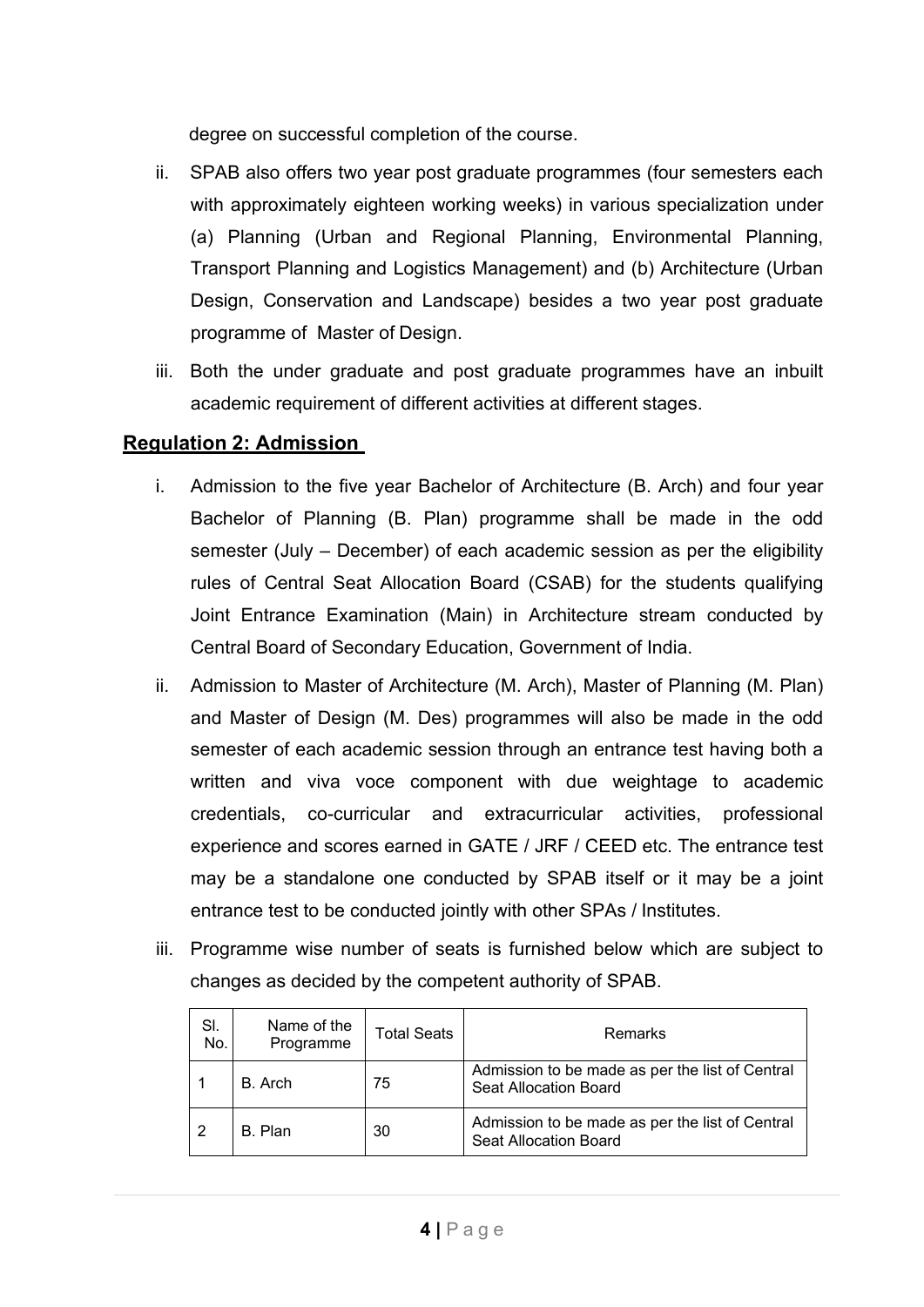degree on successful completion of the course.

ii. SPAB also offers two year post graduate programmes (four semesters each with approximately eighteen working weeks) in various specialization under (a) Planning (Urban and Regional Planning, Environmental Planning, Transport Planning and Logistics Management) and (b) Architecture (Urban Design, Conservation and Landscape) besides a two year post graduate programme of Master of Design.

iii. Both the under graduate and post graduate programmes have an inbuilt academic requirement of different activities at different stages.

## Regulation 2: Admission

i. Admission to the five year Bachelor of Architecture (B. Arch) and four year Bachelor of Planning (B. Plan) programme shall be made in the odd semester (July – December) of each academic session as per the eligibility rules of Central Seat Allocation Board (CSAB) for the students qualifying Joint Entrance Examination (Main) in Architecture stream conducted by Central Board of Secondary Education, Government of India.

ii. Admission to Master of Architecture (M. Arch), Master of Planning (M. Plan) and Master of Design (M. Des) programmes will also be made in the odd semester of each academic session through an entrance test having both a written and viva voce component with due weightage to academic credentials, co-curricular and extracurricular activities, professional experience and scores earned in GATE / JRF / CEED etc. The entrance test may be a standalone one conducted by SPAB itself or it may be a joint entrance test to be conducted jointly with other SPAs / Institutes.

iii. Programme wise number of seats is furnished below which are subject to changes as decided by the competent authority of SPAB.

| Sl. No. | Name of the Programme | Total Seats | Remarks |
|---|---|---|---|
| 1 | B. Arch | 75 | Admission to be made as per the list of Central Seat Allocation Board |
| 2 | B. Plan | 30 | Admission to be made as per the list of Central Seat Allocation Board |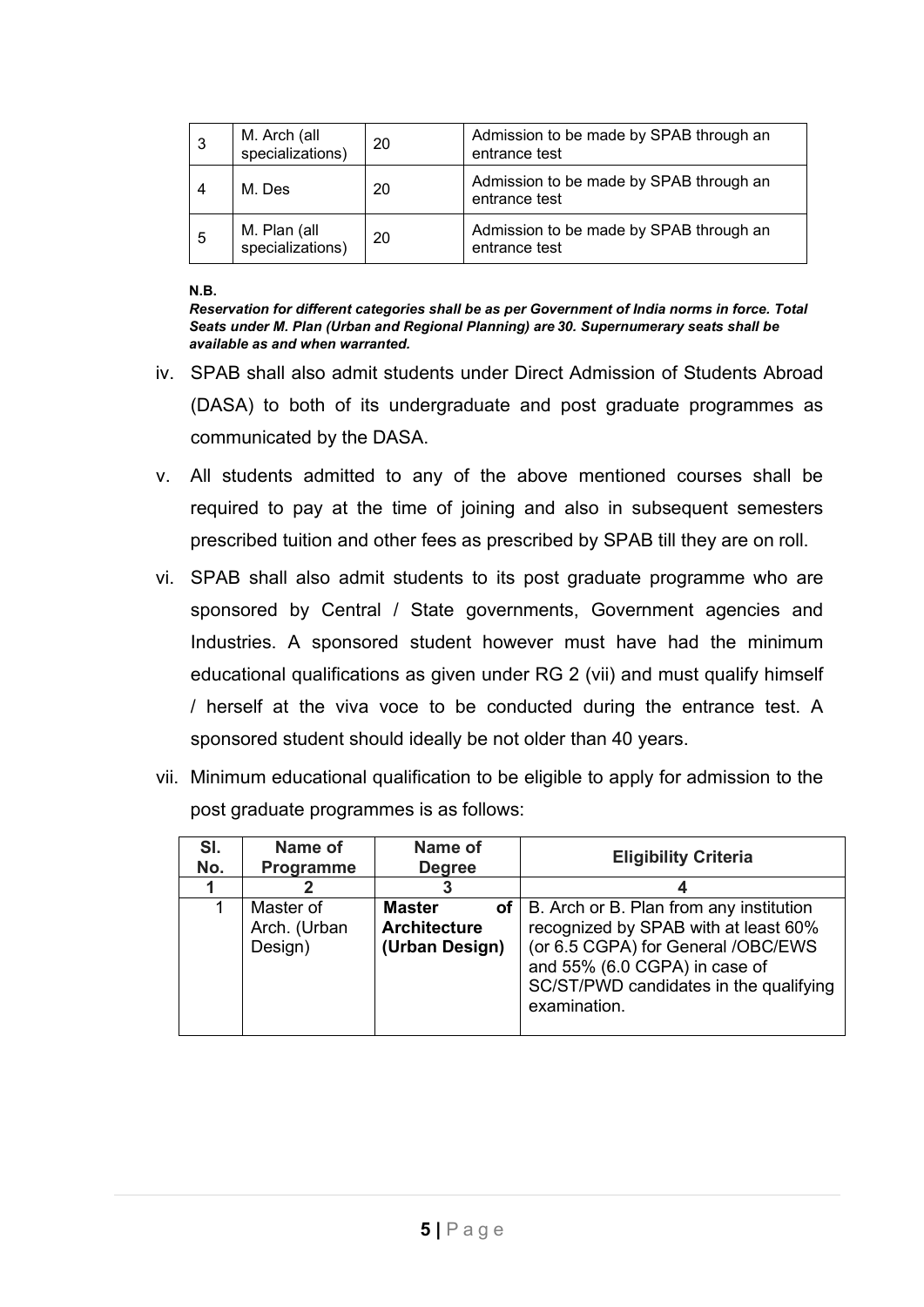| 3 | M. Arch (all specializations) | 20 | Admission to be made by SPAB through an entrance test |
|---|---|---|---|
| 4 | M. Des | 20 | Admission to be made by SPAB through an entrance test |
| 5 | M. Plan (all specializations) | 20 | Admission to be made by SPAB through an entrance test |

**N.B.**

***Reservation for different categories shall be as per Government of India norms in force. Total Seats under M. Plan (Urban and Regional Planning) are 30. Supernumerary seats shall be available as and when warranted.***

iv. SPAB shall also admit students under Direct Admission of Students Abroad (DASA) to both of its undergraduate and post graduate programmes as communicated by the DASA.

v. All students admitted to any of the above mentioned courses shall be required to pay at the time of joining and also in subsequent semesters prescribed tuition and other fees as prescribed by SPAB till they are on roll.

vi. SPAB shall also admit students to its post graduate programme who are sponsored by Central / State governments, Government agencies and Industries. A sponsored student however must have had the minimum educational qualifications as given under RG 2 (vii) and must qualify himself / herself at the viva voce to be conducted during the entrance test. A sponsored student should ideally be not older than 40 years.

vii. Minimum educational qualification to be eligible to apply for admission to the post graduate programmes is as follows:

| Sl. No. | Name of Programme | Name of Degree | Eligibility Criteria |
|---|---|---|---|
| **1** | **2** | **3** | **4** |
| 1 | Master of Arch. (Urban Design) | **Master of Architecture (Urban Design)** | B. Arch or B. Plan from any institution recognized by SPAB with at least 60% (or 6.5 CGPA) for General /OBC/EWS and 55% (6.0 CGPA) in case of SC/ST/PWD candidates in the qualifying examination. |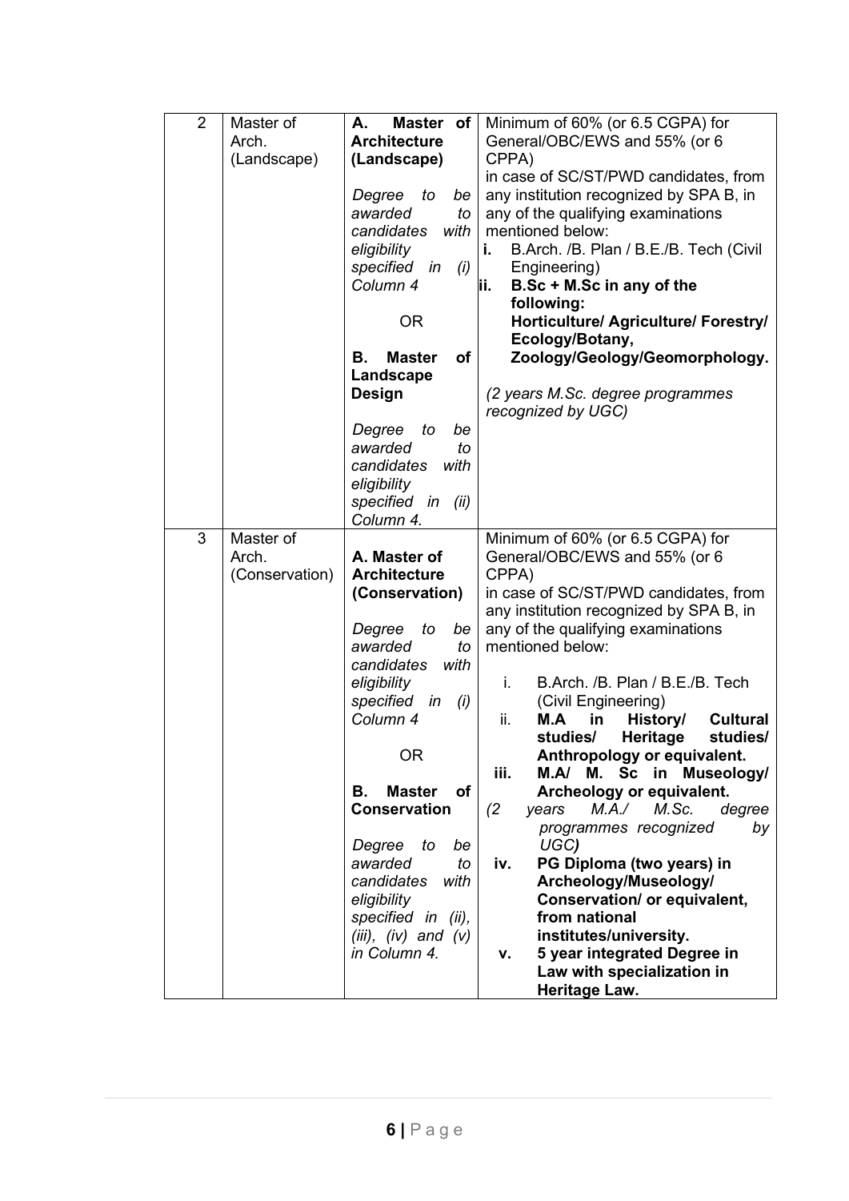| 2 | Master of Arch. (Landscape) | **A. Master of Architecture (Landscape)**<br><br>*Degree to be awarded to candidates with eligibility specified in (i) Column 4*<br><br>OR<br><br>**B. Master of Landscape Design**<br><br>*Degree to be awarded to candidates with eligibility specified in (ii) Column 4.* | Minimum of 60% (or 6.5 CGPA) for General/OBC/EWS and 55% (or 6 CPPA)<br>in case of SC/ST/PWD candidates, from any institution recognized by SPA B, in any of the qualifying examinations mentioned below:<br>**i.** B.Arch. /B. Plan / B.E./B. Tech (Civil Engineering)<br>**ii. B.Sc + M.Sc in any of the following: Horticulture/ Agriculture/ Forestry/ Ecology/Botany, Zoology/Geology/Geomorphology.**<br><br>*(2 years M.Sc. degree programmes recognized by UGC)* |
|---|---|---|---|
| 3 | Master of Arch. (Conservation) | **A. Master of Architecture (Conservation)**<br><br>*Degree to be awarded to candidates with eligibility specified in (i) Column 4*<br><br>OR<br><br>**B. Master of Conservation**<br><br>*Degree to be awarded to candidates with eligibility specified in (ii), (iii), (iv) and (v) in Column 4.* | Minimum of 60% (or 6.5 CGPA) for General/OBC/EWS and 55% (or 6 CPPA)<br>in case of SC/ST/PWD candidates, from any institution recognized by SPA B, in any of the qualifying examinations mentioned below:<br><br>i. B.Arch. /B. Plan / B.E./B. Tech (Civil Engineering)<br>ii. **M.A in History/ Cultural studies/ Heritage studies/ Anthropology or equivalent.**<br>**iii. M.A/ M. Sc in Museology/ Archeology or equivalent.**<br>*(2 years M.A./ M.Sc. degree programmes recognized by UGC)*<br>**iv. PG Diploma (two years) in Archeology/Museology/ Conservation/ or equivalent, from national institutes/university.**<br>**v. 5 year integrated Degree in Law with specialization in Heritage Law.** |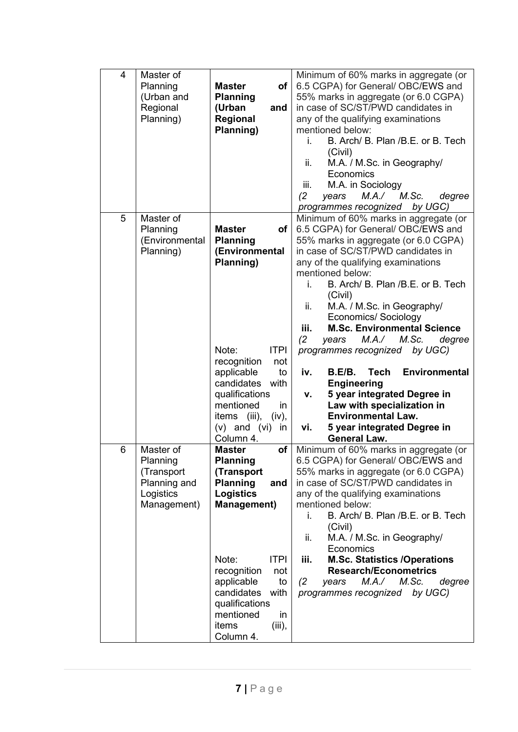| 4 | Master of Planning (Urban and Regional Planning) | **Master of Planning (Urban and Regional Planning)** | Minimum of 60% marks in aggregate (or 6.5 CGPA) for General/ OBC/EWS and 55% marks in aggregate (or 6.0 CGPA) in case of SC/ST/PWD candidates in any of the qualifying examinations mentioned below:<br>i. B. Arch/ B. Plan /B.E. or B. Tech (Civil)<br>ii. M.A. / M.Sc. in Geography/ Economics<br>iii. M.A. in Sociology<br>*(2 years M.A./ M.Sc. degree programmes recognized by UGC)* |
|---|---|---|---|
| 5 | Master of Planning (Environmental Planning) | **Master of Planning (Environmental Planning)**<br><br>Note: ITPI recognition not applicable to candidates with qualifications mentioned in items (iii), (iv), (v) and (vi) in Column 4. | Minimum of 60% marks in aggregate (or 6.5 CGPA) for General/ OBC/EWS and 55% marks in aggregate (or 6.0 CGPA) in case of SC/ST/PWD candidates in any of the qualifying examinations mentioned below:<br>i. B. Arch/ B. Plan /B.E. or B. Tech (Civil)<br>ii. M.A. / M.Sc. in Geography/ Economics/ Sociology<br>**iii. M.Sc. Environmental Science**<br>*(2 years M.A./ M.Sc. degree programmes recognized by UGC)*<br>**iv. B.E/B. Tech Environmental Engineering**<br>**v. 5 year integrated Degree in Law with specialization in Environmental Law.**<br>**vi. 5 year integrated Degree in General Law.** |
| 6 | Master of Planning (Transport Planning and Logistics Management) | **Master of Planning (Transport Planning and Logistics Management)**<br><br>Note: ITPI recognition not applicable to candidates with qualifications mentioned in items (iii), Column 4. | Minimum of 60% marks in aggregate (or 6.5 CGPA) for General/ OBC/EWS and 55% marks in aggregate (or 6.0 CGPA) in case of SC/ST/PWD candidates in any of the qualifying examinations mentioned below:<br>i. B. Arch/ B. Plan /B.E. or B. Tech (Civil)<br>ii. M.A. / M.Sc. in Geography/ Economics<br>**iii. M.Sc. Statistics /Operations Research/Econometrics**<br>*(2 years M.A./ M.Sc. degree programmes recognized by UGC)* |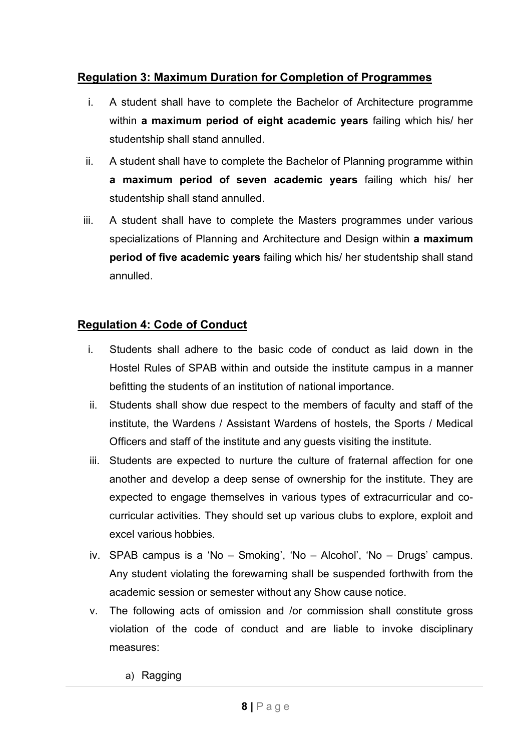## Regulation 3: Maximum Duration for Completion of Programmes

i. A student shall have to complete the Bachelor of Architecture programme within **a maximum period of eight academic years** failing which his/ her studentship shall stand annulled.

ii. A student shall have to complete the Bachelor of Planning programme within **a maximum period of seven academic years** failing which his/ her studentship shall stand annulled.

iii. A student shall have to complete the Masters programmes under various specializations of Planning and Architecture and Design within **a maximum period of five academic years** failing which his/ her studentship shall stand annulled.

## Regulation 4: Code of Conduct

i. Students shall adhere to the basic code of conduct as laid down in the Hostel Rules of SPAB within and outside the institute campus in a manner befitting the students of an institution of national importance.

ii. Students shall show due respect to the members of faculty and staff of the institute, the Wardens / Assistant Wardens of hostels, the Sports / Medical Officers and staff of the institute and any guests visiting the institute.

iii. Students are expected to nurture the culture of fraternal affection for one another and develop a deep sense of ownership for the institute. They are expected to engage themselves in various types of extracurricular and co-curricular activities. They should set up various clubs to explore, exploit and excel various hobbies.

iv. SPAB campus is a 'No – Smoking', 'No – Alcohol', 'No – Drugs' campus. Any student violating the forewarning shall be suspended forthwith from the academic session or semester without any Show cause notice.

v. The following acts of omission and /or commission shall constitute gross violation of the code of conduct and are liable to invoke disciplinary measures:

   a) Ragging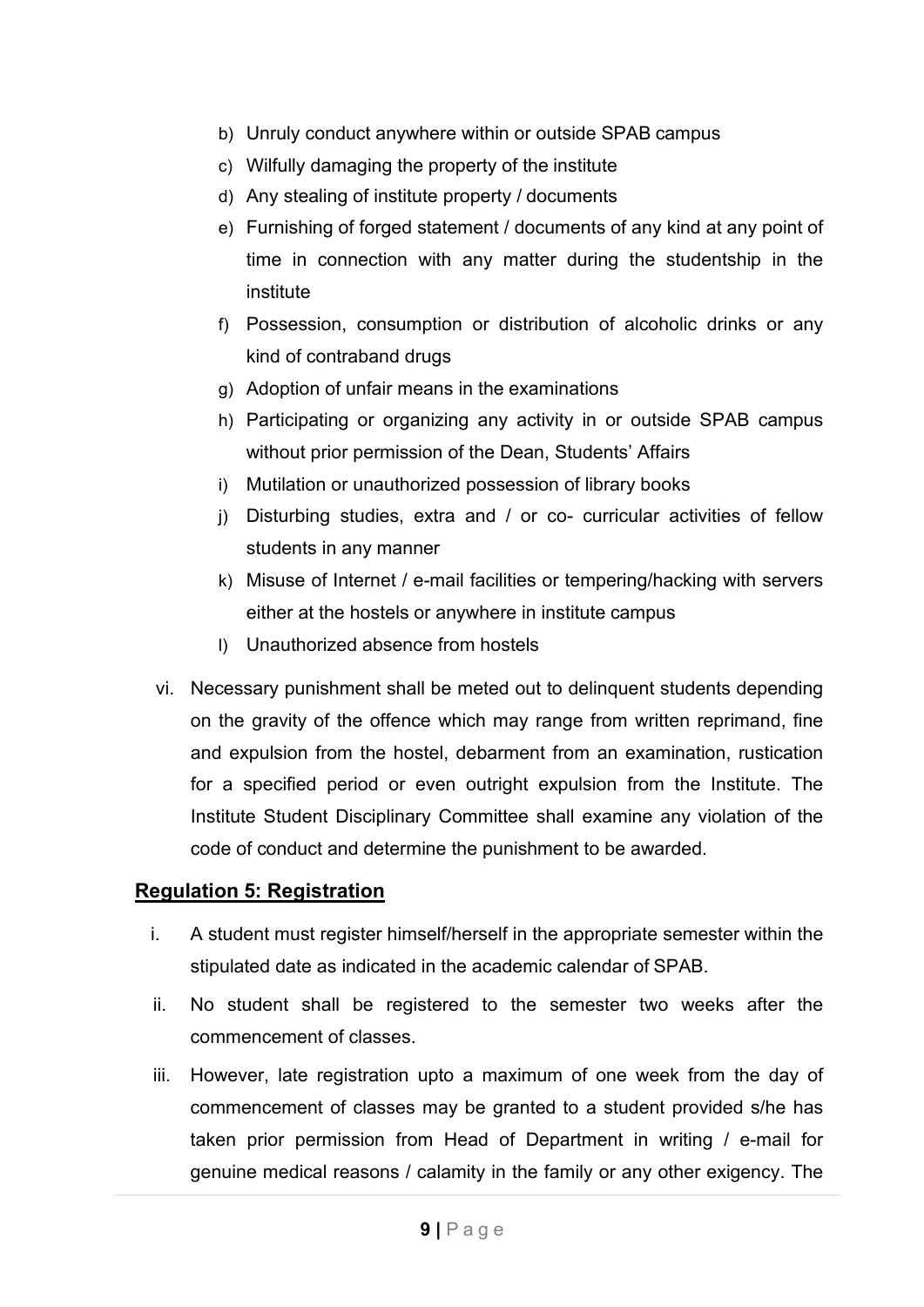b) Unruly conduct anywhere within or outside SPAB campus

c) Wilfully damaging the property of the institute

d) Any stealing of institute property / documents

e) Furnishing of forged statement / documents of any kind at any point of time in connection with any matter during the studentship in the institute

f) Possession, consumption or distribution of alcoholic drinks or any kind of contraband drugs

g) Adoption of unfair means in the examinations

h) Participating or organizing any activity in or outside SPAB campus without prior permission of the Dean, Students' Affairs

i) Mutilation or unauthorized possession of library books

j) Disturbing studies, extra and / or co- curricular activities of fellow students in any manner

k) Misuse of Internet / e-mail facilities or tempering/hacking with servers either at the hostels or anywhere in institute campus

l) Unauthorized absence from hostels

vi. Necessary punishment shall be meted out to delinquent students depending on the gravity of the offence which may range from written reprimand, fine and expulsion from the hostel, debarment from an examination, rustication for a specified period or even outright expulsion from the Institute. The Institute Student Disciplinary Committee shall examine any violation of the code of conduct and determine the punishment to be awarded.

## Regulation 5: Registration

i. A student must register himself/herself in the appropriate semester within the stipulated date as indicated in the academic calendar of SPAB.

ii. No student shall be registered to the semester two weeks after the commencement of classes.

iii. However, late registration upto a maximum of one week from the day of commencement of classes may be granted to a student provided s/he has taken prior permission from Head of Department in writing / e-mail for genuine medical reasons / calamity in the family or any other exigency. The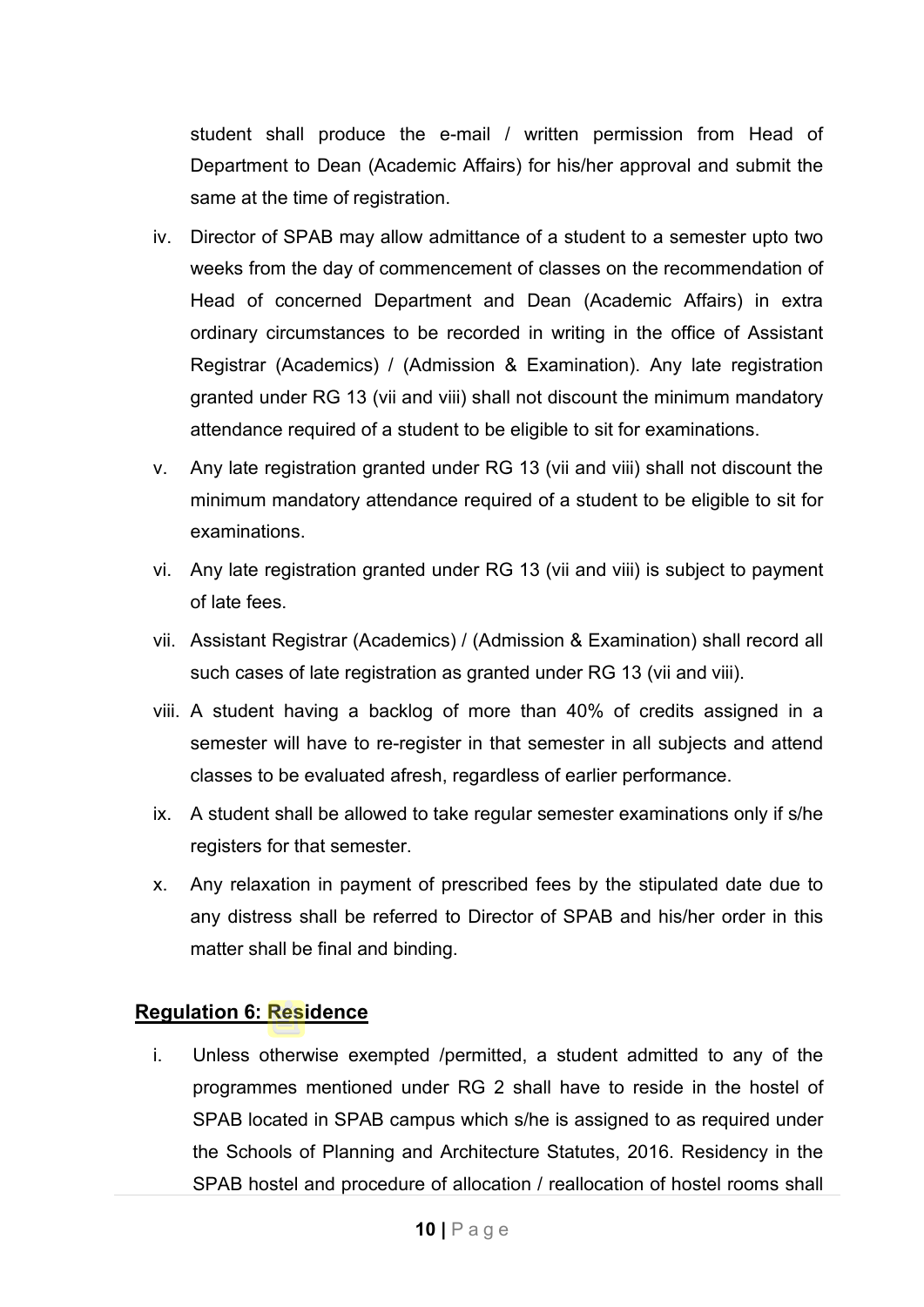student shall produce the e-mail / written permission from Head of Department to Dean (Academic Affairs) for his/her approval and submit the same at the time of registration.

iv. Director of SPAB may allow admittance of a student to a semester upto two weeks from the day of commencement of classes on the recommendation of Head of concerned Department and Dean (Academic Affairs) in extra ordinary circumstances to be recorded in writing in the office of Assistant Registrar (Academics) / (Admission & Examination). Any late registration granted under RG 13 (vii and viii) shall not discount the minimum mandatory attendance required of a student to be eligible to sit for examinations.

v. Any late registration granted under RG 13 (vii and viii) shall not discount the minimum mandatory attendance required of a student to be eligible to sit for examinations.

vi. Any late registration granted under RG 13 (vii and viii) is subject to payment of late fees.

vii. Assistant Registrar (Academics) / (Admission & Examination) shall record all such cases of late registration as granted under RG 13 (vii and viii).

viii. A student having a backlog of more than 40% of credits assigned in a semester will have to re-register in that semester in all subjects and attend classes to be evaluated afresh, regardless of earlier performance.

ix. A student shall be allowed to take regular semester examinations only if s/he registers for that semester.

x. Any relaxation in payment of prescribed fees by the stipulated date due to any distress shall be referred to Director of SPAB and his/her order in this matter shall be final and binding.

## Regulation 6: Residence

i. Unless otherwise exempted /permitted, a student admitted to any of the programmes mentioned under RG 2 shall have to reside in the hostel of SPAB located in SPAB campus which s/he is assigned to as required under the Schools of Planning and Architecture Statutes, 2016. Residency in the SPAB hostel and procedure of allocation / reallocation of hostel rooms shall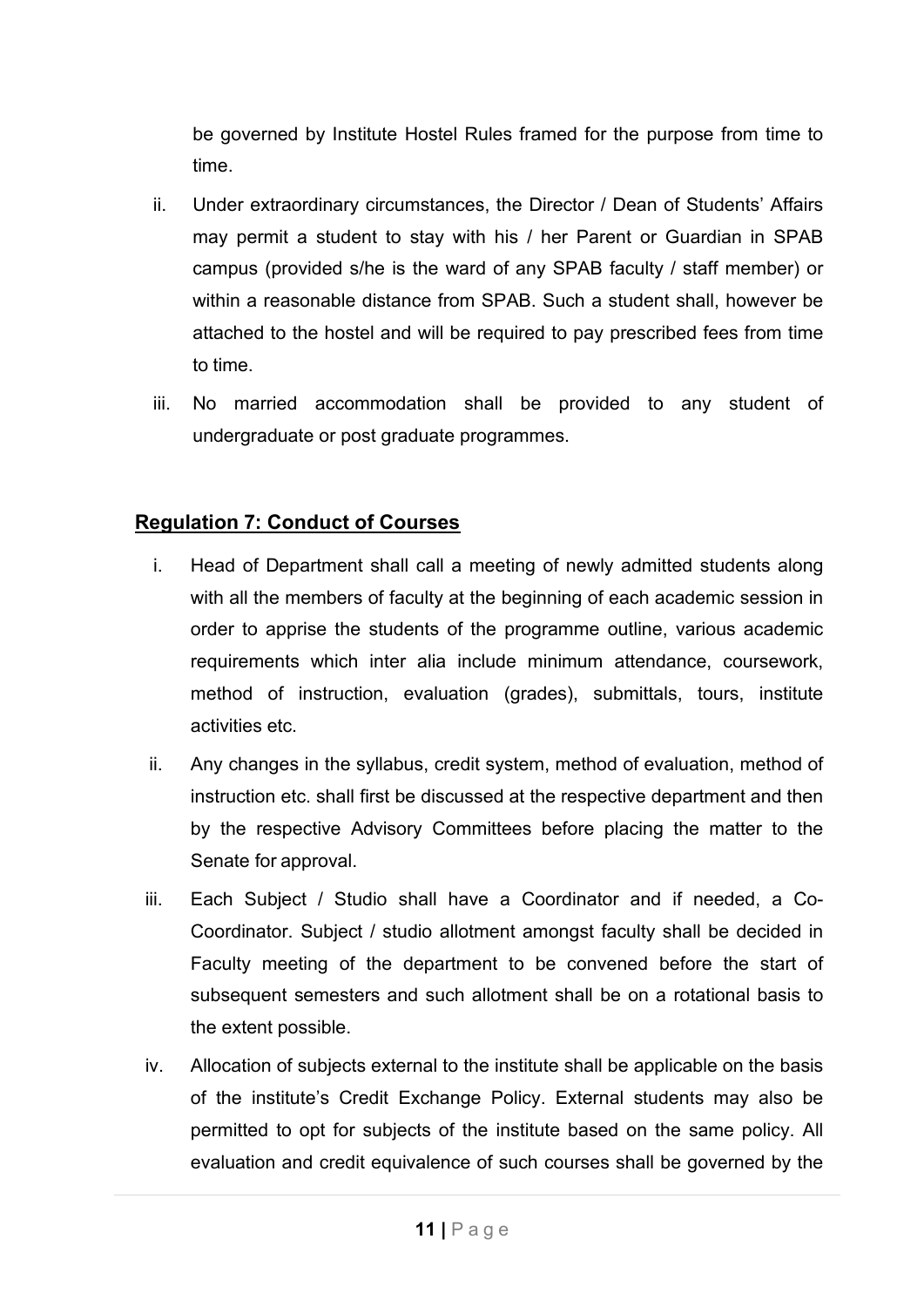be governed by Institute Hostel Rules framed for the purpose from time to time.

ii. Under extraordinary circumstances, the Director / Dean of Students' Affairs may permit a student to stay with his / her Parent or Guardian in SPAB campus (provided s/he is the ward of any SPAB faculty / staff member) or within a reasonable distance from SPAB. Such a student shall, however be attached to the hostel and will be required to pay prescribed fees from time to time.

iii. No married accommodation shall be provided to any student of undergraduate or post graduate programmes.

## Regulation 7: Conduct of Courses

i. Head of Department shall call a meeting of newly admitted students along with all the members of faculty at the beginning of each academic session in order to apprise the students of the programme outline, various academic requirements which inter alia include minimum attendance, coursework, method of instruction, evaluation (grades), submittals, tours, institute activities etc.

ii. Any changes in the syllabus, credit system, method of evaluation, method of instruction etc. shall first be discussed at the respective department and then by the respective Advisory Committees before placing the matter to the Senate for approval.

iii. Each Subject / Studio shall have a Coordinator and if needed, a Co-Coordinator. Subject / studio allotment amongst faculty shall be decided in Faculty meeting of the department to be convened before the start of subsequent semesters and such allotment shall be on a rotational basis to the extent possible.

iv. Allocation of subjects external to the institute shall be applicable on the basis of the institute's Credit Exchange Policy. External students may also be permitted to opt for subjects of the institute based on the same policy. All evaluation and credit equivalence of such courses shall be governed by the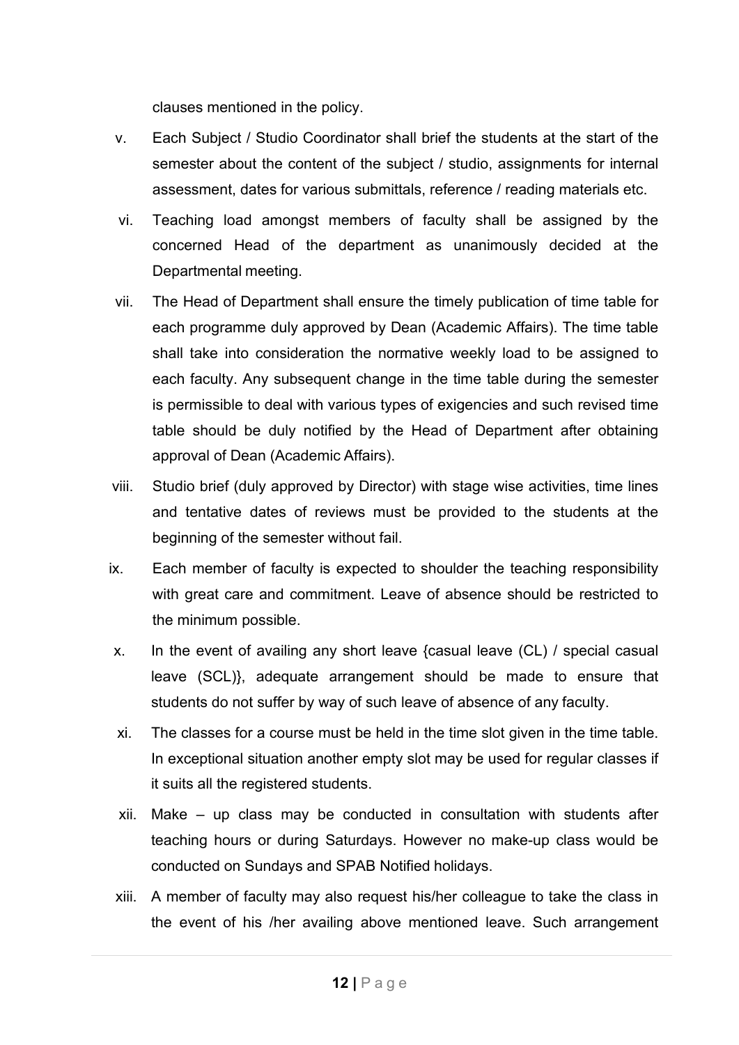clauses mentioned in the policy.

v. Each Subject / Studio Coordinator shall brief the students at the start of the semester about the content of the subject / studio, assignments for internal assessment, dates for various submittals, reference / reading materials etc.

vi. Teaching load amongst members of faculty shall be assigned by the concerned Head of the department as unanimously decided at the Departmental meeting.

vii. The Head of Department shall ensure the timely publication of time table for each programme duly approved by Dean (Academic Affairs). The time table shall take into consideration the normative weekly load to be assigned to each faculty. Any subsequent change in the time table during the semester is permissible to deal with various types of exigencies and such revised time table should be duly notified by the Head of Department after obtaining approval of Dean (Academic Affairs).

viii. Studio brief (duly approved by Director) with stage wise activities, time lines and tentative dates of reviews must be provided to the students at the beginning of the semester without fail.

ix. Each member of faculty is expected to shoulder the teaching responsibility with great care and commitment. Leave of absence should be restricted to the minimum possible.

x. In the event of availing any short leave {casual leave (CL) / special casual leave (SCL)}, adequate arrangement should be made to ensure that students do not suffer by way of such leave of absence of any faculty.

xi. The classes for a course must be held in the time slot given in the time table. In exceptional situation another empty slot may be used for regular classes if it suits all the registered students.

xii. Make – up class may be conducted in consultation with students after teaching hours or during Saturdays. However no make-up class would be conducted on Sundays and SPAB Notified holidays.

xiii. A member of faculty may also request his/her colleague to take the class in the event of his /her availing above mentioned leave. Such arrangement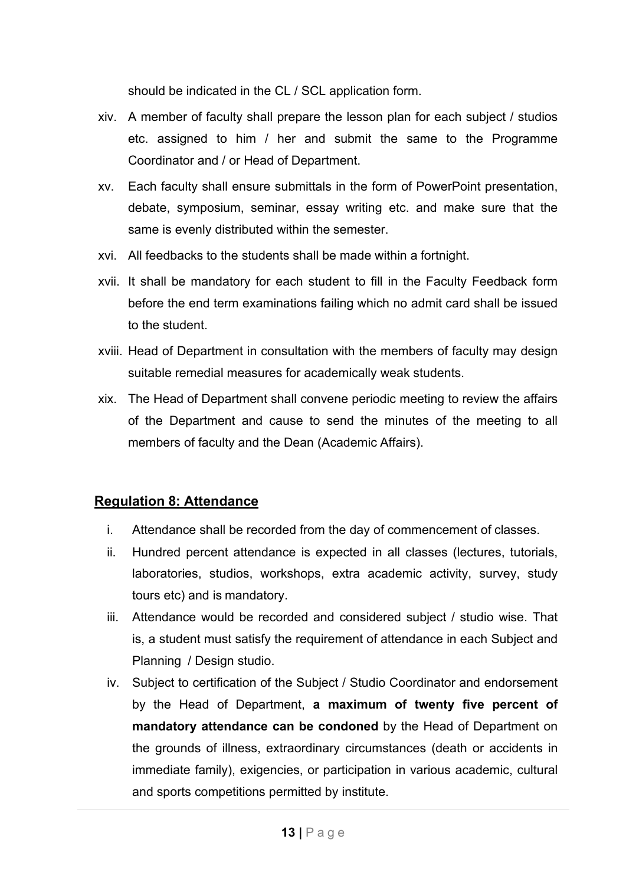should be indicated in the CL / SCL application form.

xiv. A member of faculty shall prepare the lesson plan for each subject / studios etc. assigned to him / her and submit the same to the Programme Coordinator and / or Head of Department.

xv. Each faculty shall ensure submittals in the form of PowerPoint presentation, debate, symposium, seminar, essay writing etc. and make sure that the same is evenly distributed within the semester.

xvi. All feedbacks to the students shall be made within a fortnight.

xvii. It shall be mandatory for each student to fill in the Faculty Feedback form before the end term examinations failing which no admit card shall be issued to the student.

xviii. Head of Department in consultation with the members of faculty may design suitable remedial measures for academically weak students.

xix. The Head of Department shall convene periodic meeting to review the affairs of the Department and cause to send the minutes of the meeting to all members of faculty and the Dean (Academic Affairs).

## Regulation 8: Attendance

i. Attendance shall be recorded from the day of commencement of classes.

ii. Hundred percent attendance is expected in all classes (lectures, tutorials, laboratories, studios, workshops, extra academic activity, survey, study tours etc) and is mandatory.

iii. Attendance would be recorded and considered subject / studio wise. That is, a student must satisfy the requirement of attendance in each Subject and Planning / Design studio.

iv. Subject to certification of the Subject / Studio Coordinator and endorsement by the Head of Department, **a maximum of twenty five percent of mandatory attendance can be condoned** by the Head of Department on the grounds of illness, extraordinary circumstances (death or accidents in immediate family), exigencies, or participation in various academic, cultural and sports competitions permitted by institute.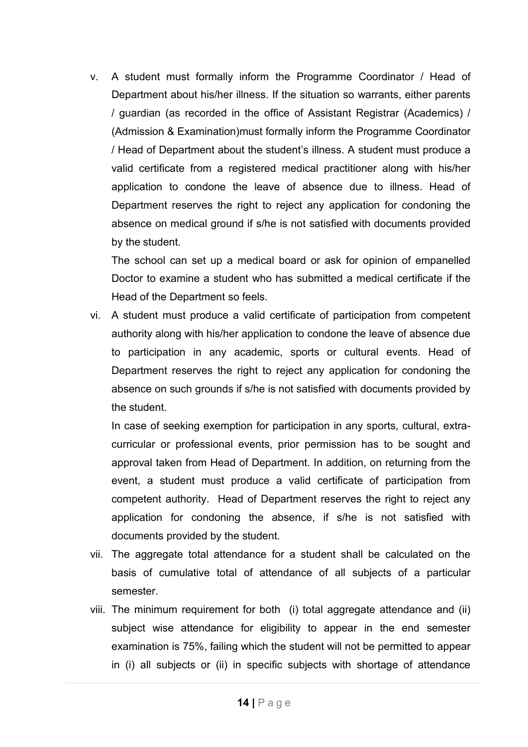v. A student must formally inform the Programme Coordinator / Head of Department about his/her illness. If the situation so warrants, either parents / guardian (as recorded in the office of Assistant Registrar (Academics) / (Admission & Examination)must formally inform the Programme Coordinator / Head of Department about the student's illness. A student must produce a valid certificate from a registered medical practitioner along with his/her application to condone the leave of absence due to illness. Head of Department reserves the right to reject any application for condoning the absence on medical ground if s/he is not satisfied with documents provided by the student.

   The school can set up a medical board or ask for opinion of empanelled Doctor to examine a student who has submitted a medical certificate if the Head of the Department so feels.

vi. A student must produce a valid certificate of participation from competent authority along with his/her application to condone the leave of absence due to participation in any academic, sports or cultural events. Head of Department reserves the right to reject any application for condoning the absence on such grounds if s/he is not satisfied with documents provided by the student.

   In case of seeking exemption for participation in any sports, cultural, extra-curricular or professional events, prior permission has to be sought and approval taken from Head of Department. In addition, on returning from the event, a student must produce a valid certificate of participation from competent authority. Head of Department reserves the right to reject any application for condoning the absence, if s/he is not satisfied with documents provided by the student.

vii. The aggregate total attendance for a student shall be calculated on the basis of cumulative total of attendance of all subjects of a particular semester.

viii. The minimum requirement for both (i) total aggregate attendance and (ii) subject wise attendance for eligibility to appear in the end semester examination is 75%, failing which the student will not be permitted to appear in (i) all subjects or (ii) in specific subjects with shortage of attendance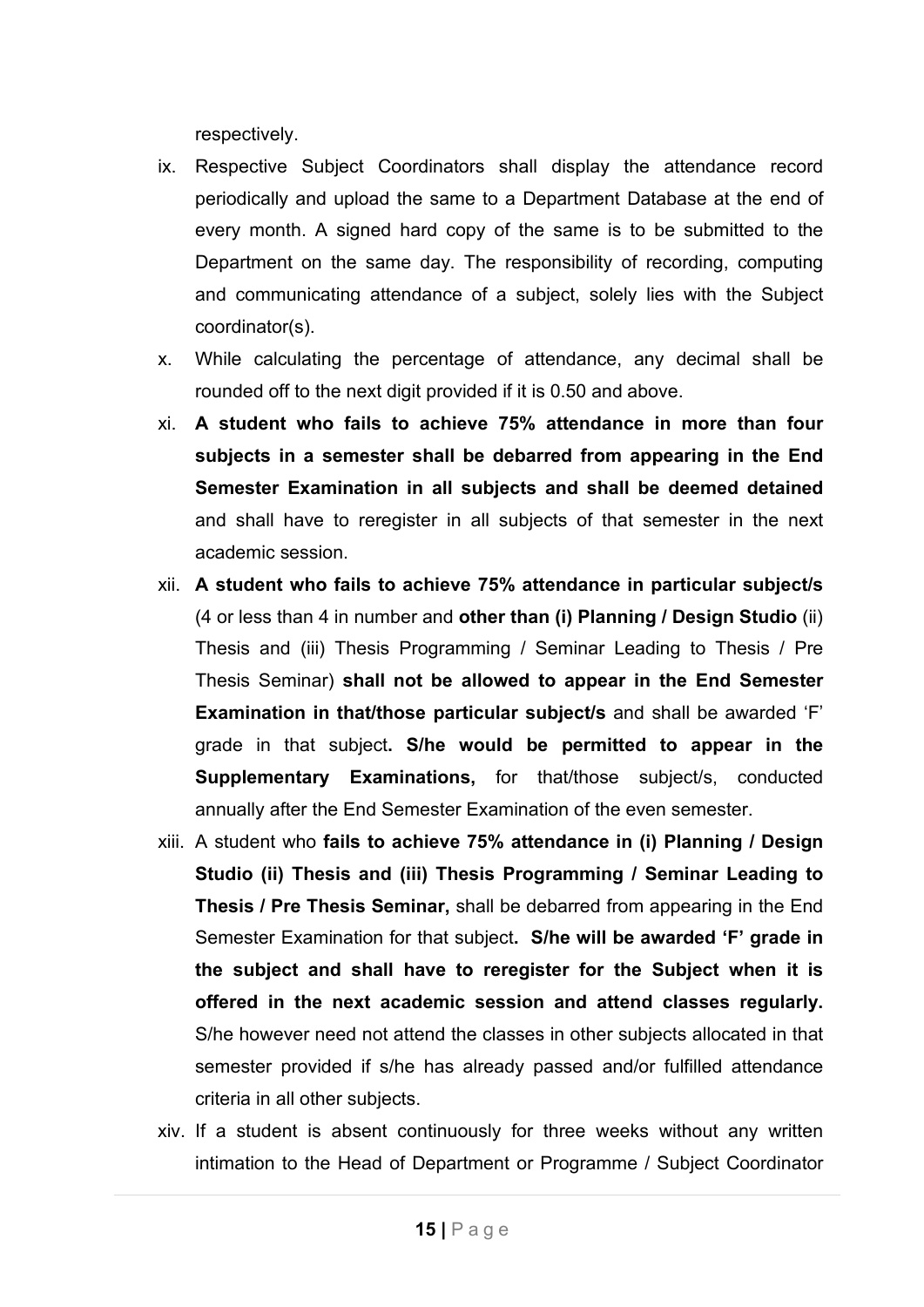respectively.

ix. Respective Subject Coordinators shall display the attendance record periodically and upload the same to a Department Database at the end of every month. A signed hard copy of the same is to be submitted to the Department on the same day. The responsibility of recording, computing and communicating attendance of a subject, solely lies with the Subject coordinator(s).

x. While calculating the percentage of attendance, any decimal shall be rounded off to the next digit provided if it is 0.50 and above.

xi. **A student who fails to achieve 75% attendance in more than four subjects in a semester shall be debarred from appearing in the End Semester Examination in all subjects and shall be deemed detained** and shall have to reregister in all subjects of that semester in the next academic session.

xii. **A student who fails to achieve 75% attendance in particular subject/s** (4 or less than 4 in number and **other than (i) Planning / Design Studio** (ii) Thesis and (iii) Thesis Programming / Seminar Leading to Thesis / Pre Thesis Seminar) **shall not be allowed to appear in the End Semester Examination in that/those particular subject/s** and shall be awarded 'F' grade in that subject**. S/he would be permitted to appear in the Supplementary Examinations,** for that/those subject/s, conducted annually after the End Semester Examination of the even semester.

xiii. A student who **fails to achieve 75% attendance in (i) Planning / Design Studio (ii) Thesis and (iii) Thesis Programming / Seminar Leading to Thesis / Pre Thesis Seminar,** shall be debarred from appearing in the End Semester Examination for that subject**. S/he will be awarded 'F' grade in the subject and shall have to reregister for the Subject when it is offered in the next academic session and attend classes regularly.** S/he however need not attend the classes in other subjects allocated in that semester provided if s/he has already passed and/or fulfilled attendance criteria in all other subjects.

xiv. If a student is absent continuously for three weeks without any written intimation to the Head of Department or Programme / Subject Coordinator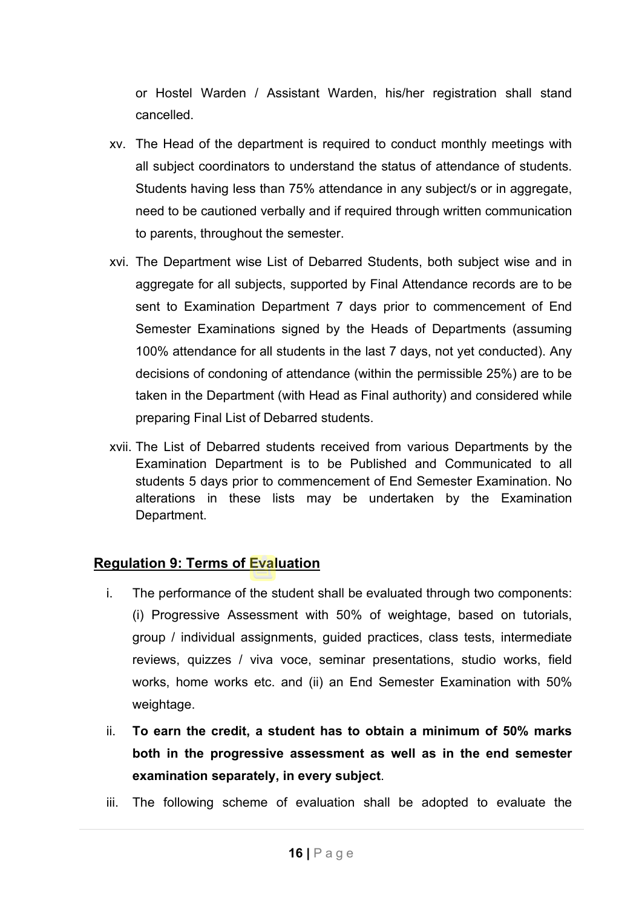or Hostel Warden / Assistant Warden, his/her registration shall stand cancelled.

xv. The Head of the department is required to conduct monthly meetings with all subject coordinators to understand the status of attendance of students. Students having less than 75% attendance in any subject/s or in aggregate, need to be cautioned verbally and if required through written communication to parents, throughout the semester.

xvi. The Department wise List of Debarred Students, both subject wise and in aggregate for all subjects, supported by Final Attendance records are to be sent to Examination Department 7 days prior to commencement of End Semester Examinations signed by the Heads of Departments (assuming 100% attendance for all students in the last 7 days, not yet conducted). Any decisions of condoning of attendance (within the permissible 25%) are to be taken in the Department (with Head as Final authority) and considered while preparing Final List of Debarred students.

xvii. The List of Debarred students received from various Departments by the Examination Department is to be Published and Communicated to all students 5 days prior to commencement of End Semester Examination. No alterations in these lists may be undertaken by the Examination Department.

## Regulation 9: Terms of Evaluation

i. The performance of the student shall be evaluated through two components: (i) Progressive Assessment with 50% of weightage, based on tutorials, group / individual assignments, guided practices, class tests, intermediate reviews, quizzes / viva voce, seminar presentations, studio works, field works, home works etc. and (ii) an End Semester Examination with 50% weightage.

ii. **To earn the credit, a student has to obtain a minimum of 50% marks both in the progressive assessment as well as in the end semester examination separately, in every subject**.

iii. The following scheme of evaluation shall be adopted to evaluate the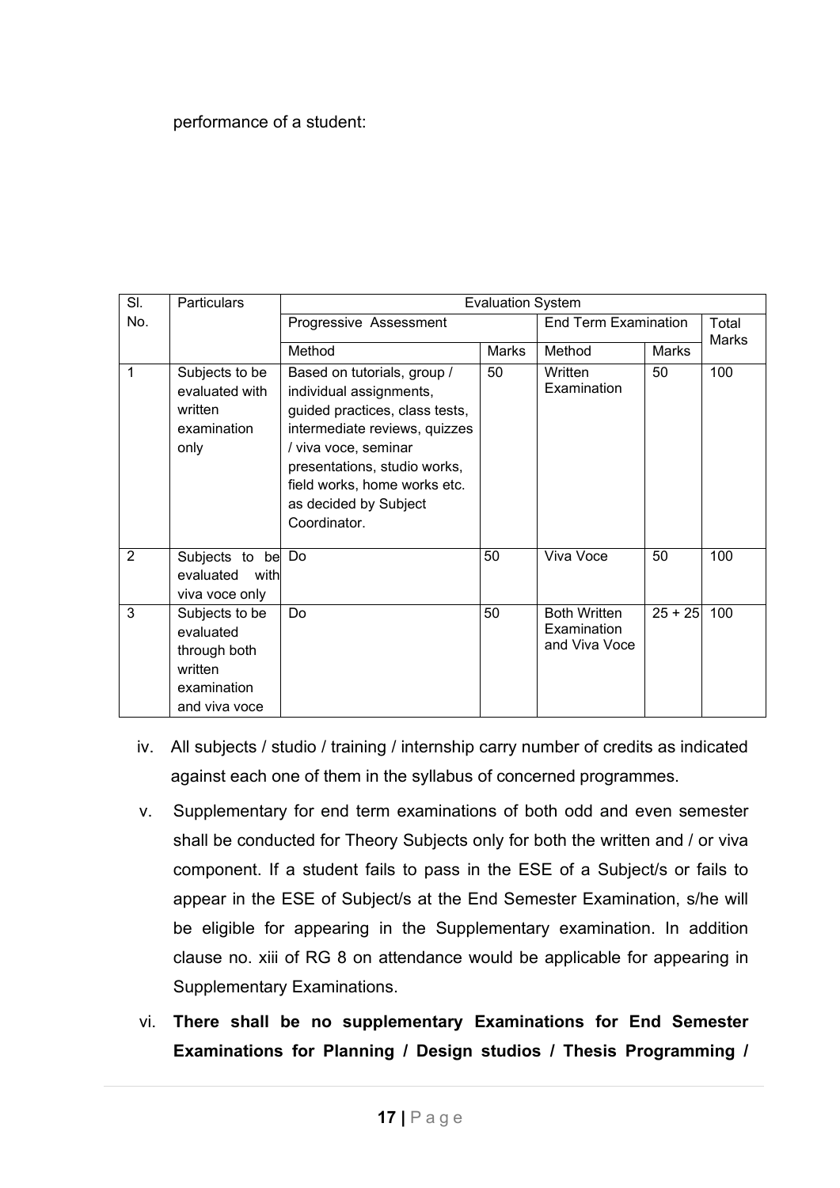performance of a student:

| Sl. No. | Particulars | Evaluation System | | | | |
|---|---|---|---|---|---|---|
| | | Progressive Assessment | | End Term Examination | | Total Marks |
| | | Method | Marks | Method | Marks | |
| 1 | Subjects to be evaluated with written examination only | Based on tutorials, group / individual assignments, guided practices, class tests, intermediate reviews, quizzes / viva voce, seminar presentations, studio works, field works, home works etc. as decided by Subject Coordinator. | 50 | Written Examination | 50 | 100 |
| 2 | Subjects to be evaluated with viva voce only | Do | 50 | Viva Voce | 50 | 100 |
| 3 | Subjects to be evaluated through both written examination and viva voce | Do | 50 | Both Written Examination and Viva Voce | 25 + 25 | 100 |

iv. All subjects / studio / training / internship carry number of credits as indicated against each one of them in the syllabus of concerned programmes.

v. Supplementary for end term examinations of both odd and even semester shall be conducted for Theory Subjects only for both the written and / or viva component. If a student fails to pass in the ESE of a Subject/s or fails to appear in the ESE of Subject/s at the End Semester Examination, s/he will be eligible for appearing in the Supplementary examination. In addition clause no. xiii of RG 8 on attendance would be applicable for appearing in Supplementary Examinations.

vi. **There shall be no supplementary Examinations for End Semester Examinations for Planning / Design studios / Thesis Programming /**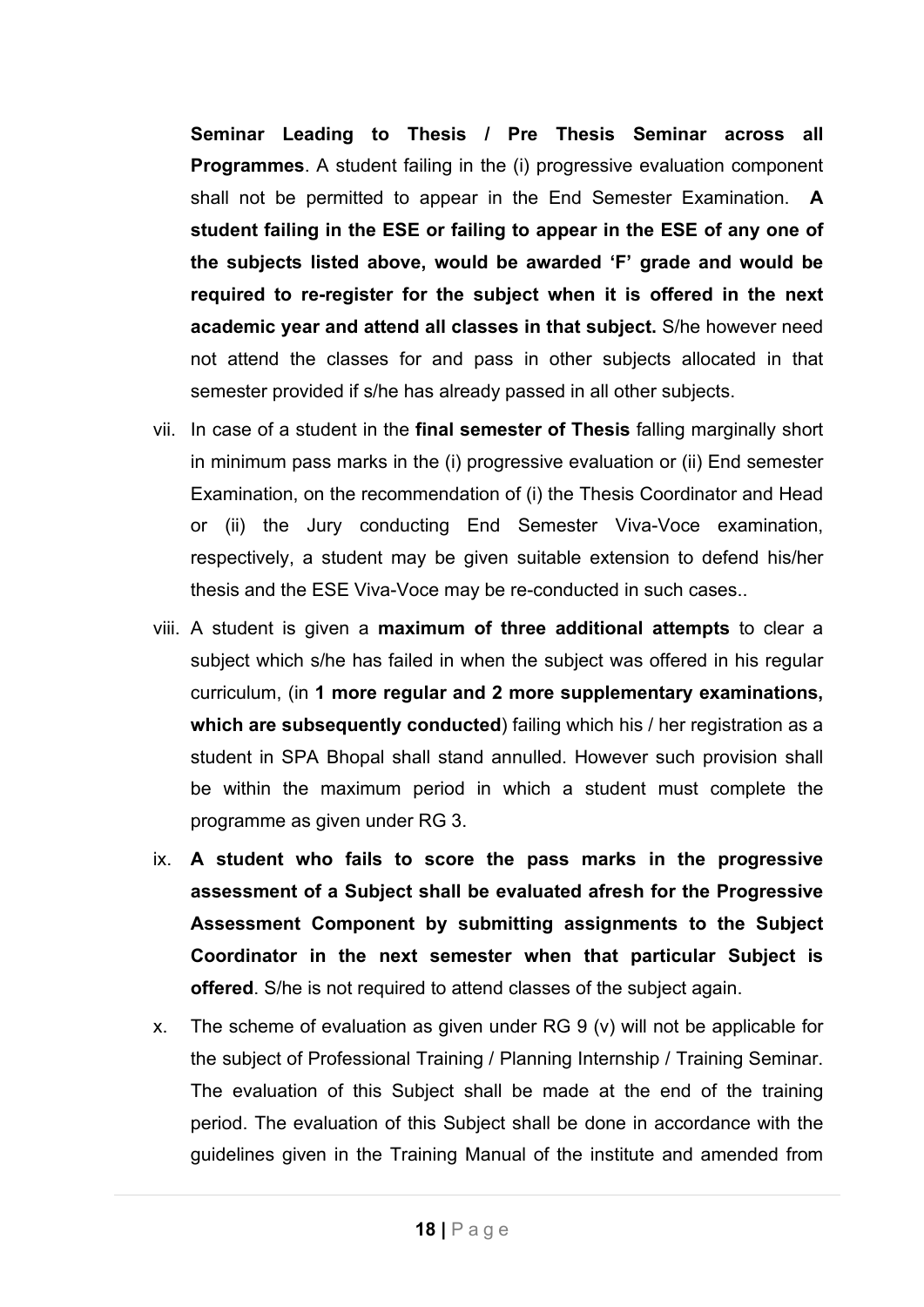**Seminar Leading to Thesis / Pre Thesis Seminar across all Programmes**. A student failing in the (i) progressive evaluation component shall not be permitted to appear in the End Semester Examination. **A student failing in the ESE or failing to appear in the ESE of any one of the subjects listed above, would be awarded 'F' grade and would be required to re-register for the subject when it is offered in the next academic year and attend all classes in that subject.** S/he however need not attend the classes for and pass in other subjects allocated in that semester provided if s/he has already passed in all other subjects.

vii. In case of a student in the **final semester of Thesis** falling marginally short in minimum pass marks in the (i) progressive evaluation or (ii) End semester Examination, on the recommendation of (i) the Thesis Coordinator and Head or (ii) the Jury conducting End Semester Viva-Voce examination, respectively, a student may be given suitable extension to defend his/her thesis and the ESE Viva-Voce may be re-conducted in such cases..

viii. A student is given a **maximum of three additional attempts** to clear a subject which s/he has failed in when the subject was offered in his regular curriculum, (in **1 more regular and 2 more supplementary examinations, which are subsequently conducted**) failing which his / her registration as a student in SPA Bhopal shall stand annulled. However such provision shall be within the maximum period in which a student must complete the programme as given under RG 3.

ix. **A student who fails to score the pass marks in the progressive assessment of a Subject shall be evaluated afresh for the Progressive Assessment Component by submitting assignments to the Subject Coordinator in the next semester when that particular Subject is offered**. S/he is not required to attend classes of the subject again.

x. The scheme of evaluation as given under RG 9 (v) will not be applicable for the subject of Professional Training / Planning Internship / Training Seminar. The evaluation of this Subject shall be made at the end of the training period. The evaluation of this Subject shall be done in accordance with the guidelines given in the Training Manual of the institute and amended from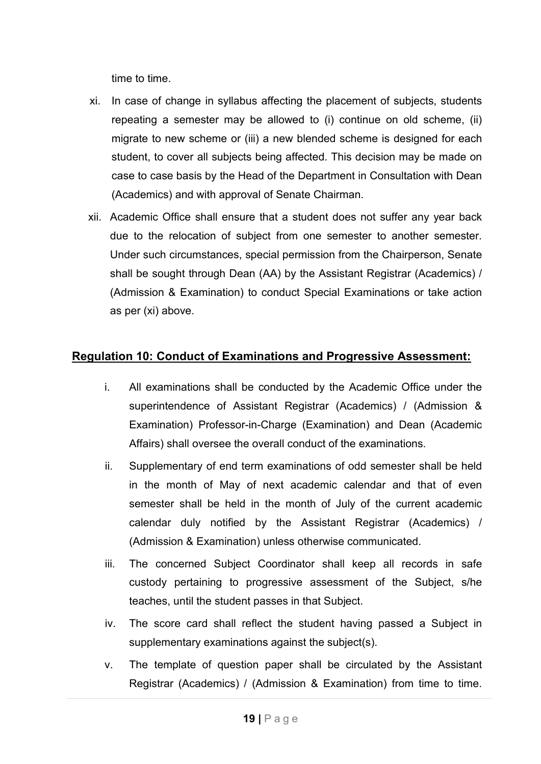time to time.

xi. In case of change in syllabus affecting the placement of subjects, students repeating a semester may be allowed to (i) continue on old scheme, (ii) migrate to new scheme or (iii) a new blended scheme is designed for each student, to cover all subjects being affected. This decision may be made on case to case basis by the Head of the Department in Consultation with Dean (Academics) and with approval of Senate Chairman.

xii. Academic Office shall ensure that a student does not suffer any year back due to the relocation of subject from one semester to another semester. Under such circumstances, special permission from the Chairperson, Senate shall be sought through Dean (AA) by the Assistant Registrar (Academics) / (Admission & Examination) to conduct Special Examinations or take action as per (xi) above.

## Regulation 10: Conduct of Examinations and Progressive Assessment:

i. All examinations shall be conducted by the Academic Office under the superintendence of Assistant Registrar (Academics) / (Admission & Examination) Professor-in-Charge (Examination) and Dean (Academic Affairs) shall oversee the overall conduct of the examinations.

ii. Supplementary of end term examinations of odd semester shall be held in the month of May of next academic calendar and that of even semester shall be held in the month of July of the current academic calendar duly notified by the Assistant Registrar (Academics) / (Admission & Examination) unless otherwise communicated.

iii. The concerned Subject Coordinator shall keep all records in safe custody pertaining to progressive assessment of the Subject, s/he teaches, until the student passes in that Subject.

iv. The score card shall reflect the student having passed a Subject in supplementary examinations against the subject(s).

v. The template of question paper shall be circulated by the Assistant Registrar (Academics) / (Admission & Examination) from time to time.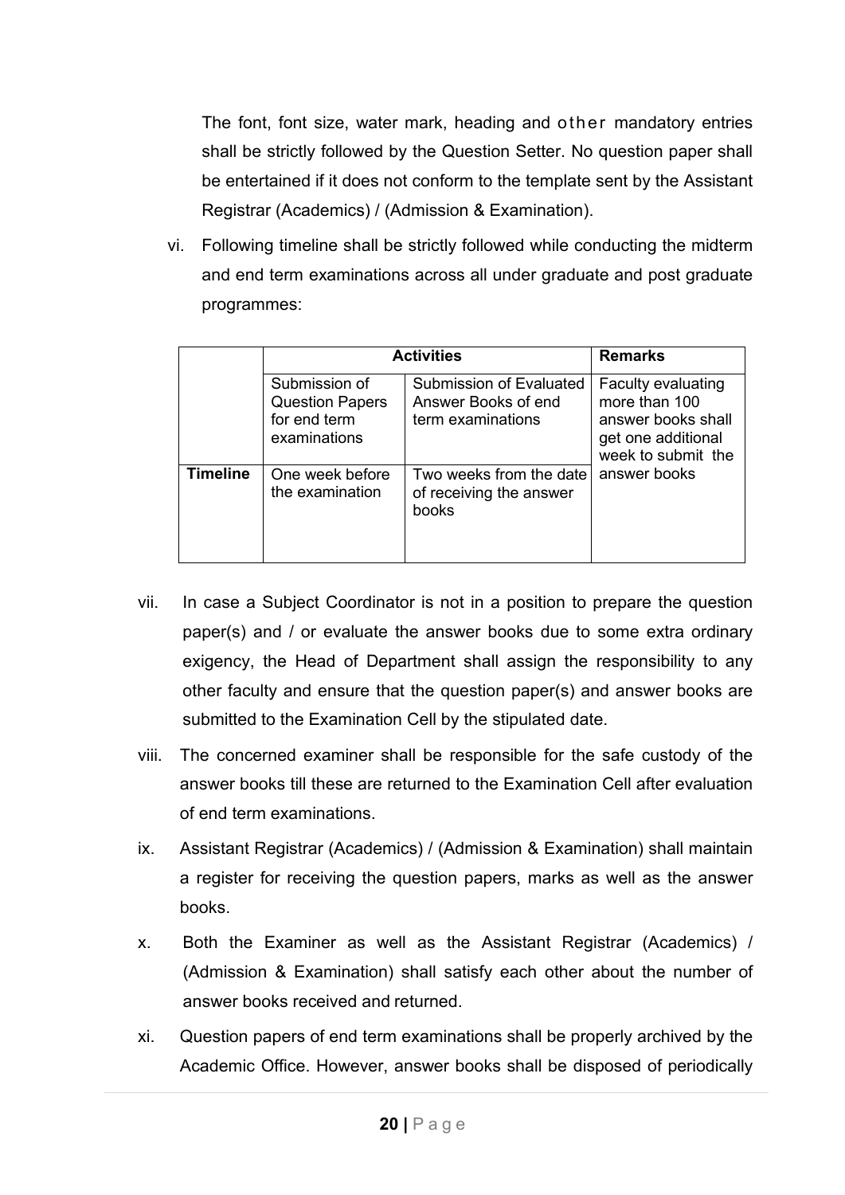The font, font size, water mark, heading and other mandatory entries shall be strictly followed by the Question Setter. No question paper shall be entertained if it does not conform to the template sent by the Assistant Registrar (Academics) / (Admission & Examination).

vi. Following timeline shall be strictly followed while conducting the midterm and end term examinations across all under graduate and post graduate programmes:

| | **Activities** | | **Remarks** |
|---|---|---|---|
| | Submission of Question Papers for end term examinations | Submission of Evaluated Answer Books of end term examinations | Faculty evaluating more than 100 answer books shall get one additional week to submit the answer books |
| **Timeline** | One week before the examination | Two weeks from the date of receiving the answer books | |

vii. In case a Subject Coordinator is not in a position to prepare the question paper(s) and / or evaluate the answer books due to some extra ordinary exigency, the Head of Department shall assign the responsibility to any other faculty and ensure that the question paper(s) and answer books are submitted to the Examination Cell by the stipulated date.

viii. The concerned examiner shall be responsible for the safe custody of the answer books till these are returned to the Examination Cell after evaluation of end term examinations.

ix. Assistant Registrar (Academics) / (Admission & Examination) shall maintain a register for receiving the question papers, marks as well as the answer books.

x. Both the Examiner as well as the Assistant Registrar (Academics) / (Admission & Examination) shall satisfy each other about the number of answer books received and returned.

xi. Question papers of end term examinations shall be properly archived by the Academic Office. However, answer books shall be disposed of periodically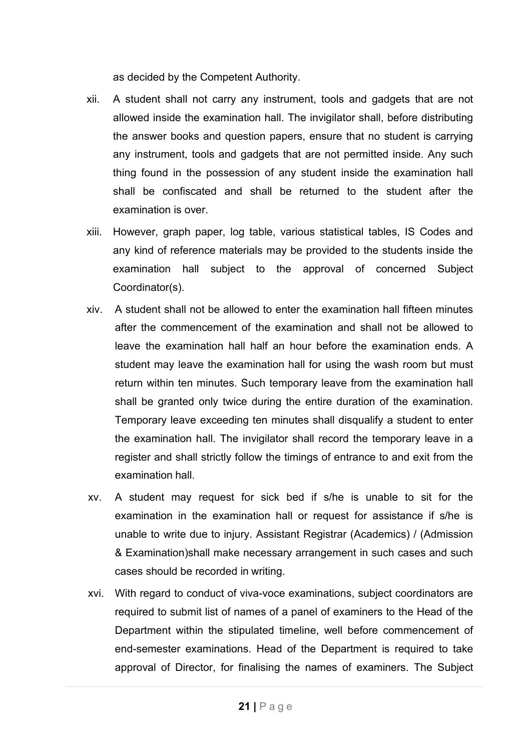as decided by the Competent Authority.

xii. A student shall not carry any instrument, tools and gadgets that are not allowed inside the examination hall. The invigilator shall, before distributing the answer books and question papers, ensure that no student is carrying any instrument, tools and gadgets that are not permitted inside. Any such thing found in the possession of any student inside the examination hall shall be confiscated and shall be returned to the student after the examination is over.

xiii. However, graph paper, log table, various statistical tables, IS Codes and any kind of reference materials may be provided to the students inside the examination hall subject to the approval of concerned Subject Coordinator(s).

xiv. A student shall not be allowed to enter the examination hall fifteen minutes after the commencement of the examination and shall not be allowed to leave the examination hall half an hour before the examination ends. A student may leave the examination hall for using the wash room but must return within ten minutes. Such temporary leave from the examination hall shall be granted only twice during the entire duration of the examination. Temporary leave exceeding ten minutes shall disqualify a student to enter the examination hall. The invigilator shall record the temporary leave in a register and shall strictly follow the timings of entrance to and exit from the examination hall.

xv. A student may request for sick bed if s/he is unable to sit for the examination in the examination hall or request for assistance if s/he is unable to write due to injury. Assistant Registrar (Academics) / (Admission & Examination)shall make necessary arrangement in such cases and such cases should be recorded in writing.

xvi. With regard to conduct of viva-voce examinations, subject coordinators are required to submit list of names of a panel of examiners to the Head of the Department within the stipulated timeline, well before commencement of end-semester examinations. Head of the Department is required to take approval of Director, for finalising the names of examiners. The Subject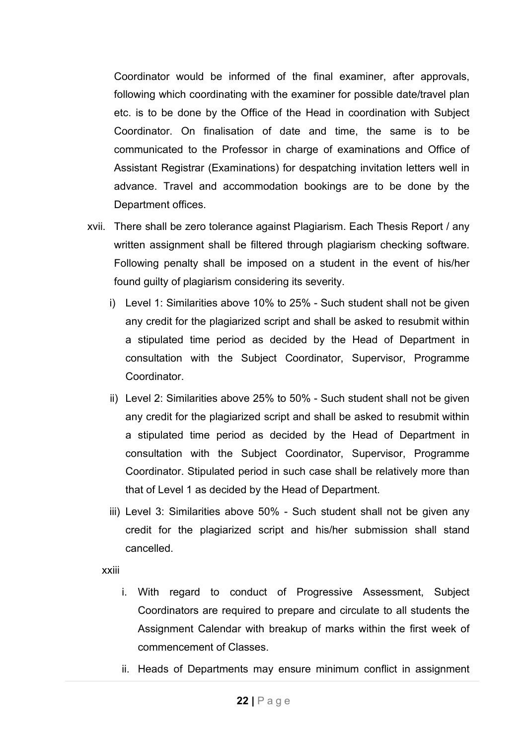Coordinator would be informed of the final examiner, after approvals, following which coordinating with the examiner for possible date/travel plan etc. is to be done by the Office of the Head in coordination with Subject Coordinator. On finalisation of date and time, the same is to be communicated to the Professor in charge of examinations and Office of Assistant Registrar (Examinations) for despatching invitation letters well in advance. Travel and accommodation bookings are to be done by the Department offices.

xvii. There shall be zero tolerance against Plagiarism. Each Thesis Report / any written assignment shall be filtered through plagiarism checking software. Following penalty shall be imposed on a student in the event of his/her found guilty of plagiarism considering its severity.

i) Level 1: Similarities above 10% to 25% - Such student shall not be given any credit for the plagiarized script and shall be asked to resubmit within a stipulated time period as decided by the Head of Department in consultation with the Subject Coordinator, Supervisor, Programme Coordinator.

ii) Level 2: Similarities above 25% to 50% - Such student shall not be given any credit for the plagiarized script and shall be asked to resubmit within a stipulated time period as decided by the Head of Department in consultation with the Subject Coordinator, Supervisor, Programme Coordinator. Stipulated period in such case shall be relatively more than that of Level 1 as decided by the Head of Department.

iii) Level 3: Similarities above 50% - Such student shall not be given any credit for the plagiarized script and his/her submission shall stand cancelled.

xxiii

i. With regard to conduct of Progressive Assessment, Subject Coordinators are required to prepare and circulate to all students the Assignment Calendar with breakup of marks within the first week of commencement of Classes.

ii. Heads of Departments may ensure minimum conflict in assignment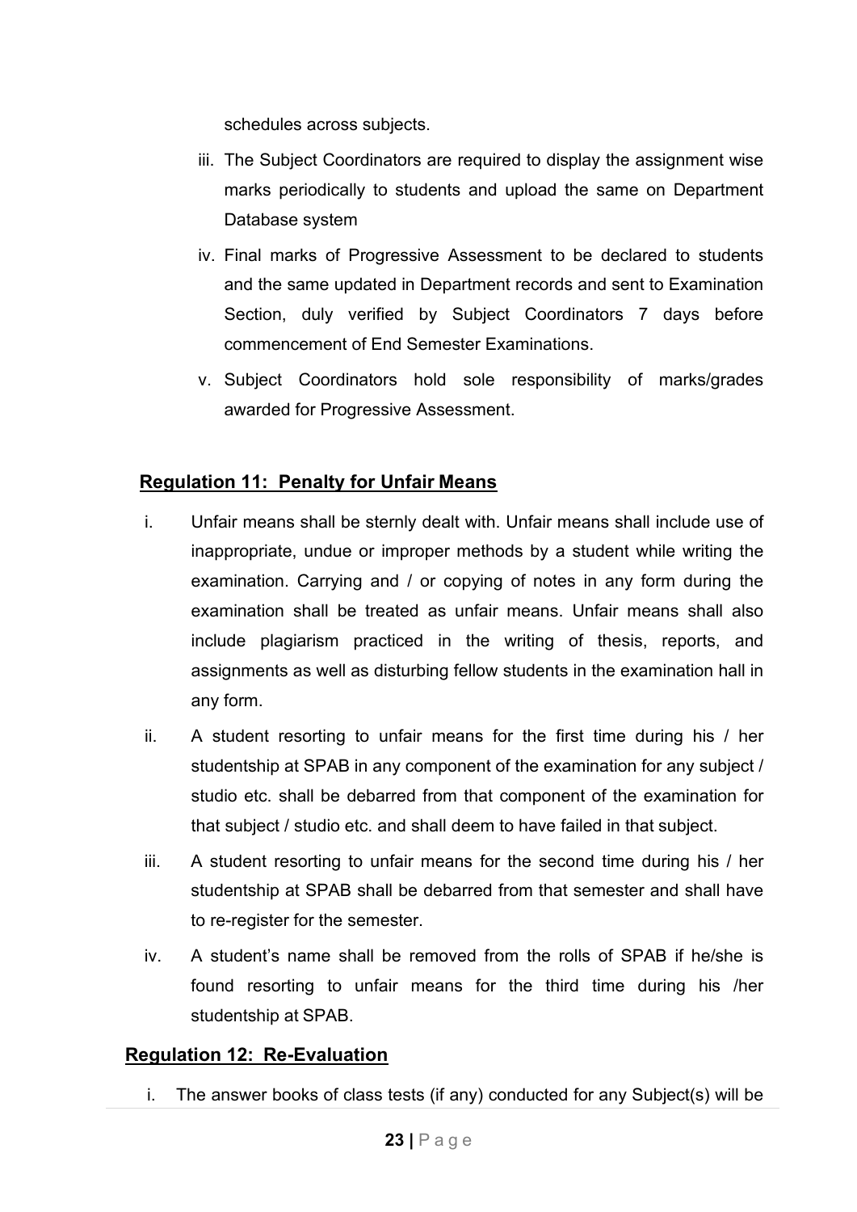schedules across subjects.

iii. The Subject Coordinators are required to display the assignment wise marks periodically to students and upload the same on Department Database system

iv. Final marks of Progressive Assessment to be declared to students and the same updated in Department records and sent to Examination Section, duly verified by Subject Coordinators 7 days before commencement of End Semester Examinations.

v. Subject Coordinators hold sole responsibility of marks/grades awarded for Progressive Assessment.

## Regulation 11: Penalty for Unfair Means

i. Unfair means shall be sternly dealt with. Unfair means shall include use of inappropriate, undue or improper methods by a student while writing the examination. Carrying and / or copying of notes in any form during the examination shall be treated as unfair means. Unfair means shall also include plagiarism practiced in the writing of thesis, reports, and assignments as well as disturbing fellow students in the examination hall in any form.

ii. A student resorting to unfair means for the first time during his / her studentship at SPAB in any component of the examination for any subject / studio etc. shall be debarred from that component of the examination for that subject / studio etc. and shall deem to have failed in that subject.

iii. A student resorting to unfair means for the second time during his / her studentship at SPAB shall be debarred from that semester and shall have to re-register for the semester.

iv. A student's name shall be removed from the rolls of SPAB if he/she is found resorting to unfair means for the third time during his /her studentship at SPAB.

## Regulation 12: Re-Evaluation

i. The answer books of class tests (if any) conducted for any Subject(s) will be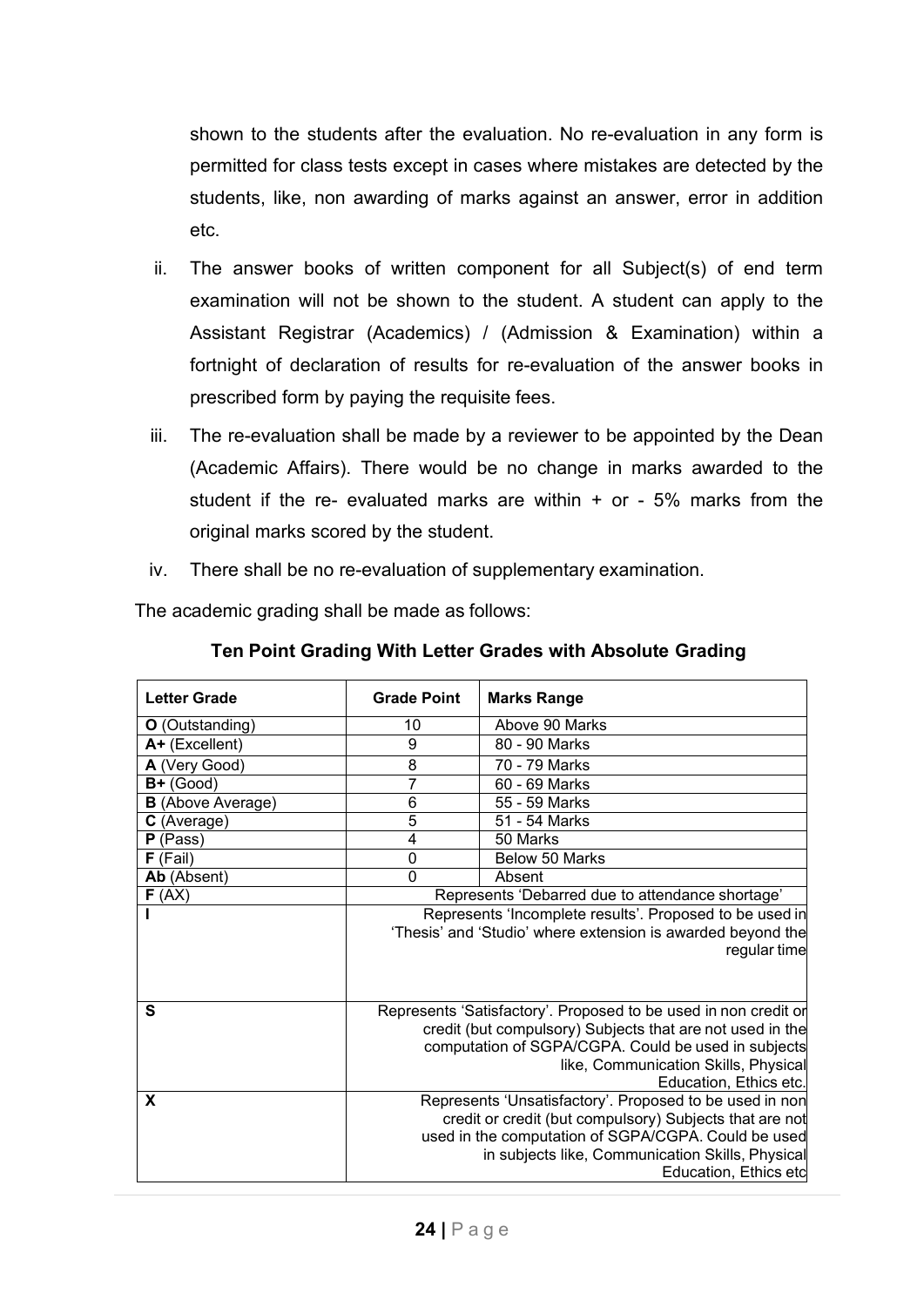shown to the students after the evaluation. No re-evaluation in any form is permitted for class tests except in cases where mistakes are detected by the students, like, non awarding of marks against an answer, error in addition etc.

ii. The answer books of written component for all Subject(s) of end term examination will not be shown to the student. A student can apply to the Assistant Registrar (Academics) / (Admission & Examination) within a fortnight of declaration of results for re-evaluation of the answer books in prescribed form by paying the requisite fees.

iii. The re-evaluation shall be made by a reviewer to be appointed by the Dean (Academic Affairs). There would be no change in marks awarded to the student if the re- evaluated marks are within + or - 5% marks from the original marks scored by the student.

iv. There shall be no re-evaluation of supplementary examination.

The academic grading shall be made as follows:

**Ten Point Grading With Letter Grades with Absolute Grading**

| Letter Grade | Grade Point | Marks Range |
|---|---|---|
| **O** (Outstanding) | 10 | Above 90 Marks |
| **A+** (Excellent) | 9 | 80 - 90 Marks |
| **A** (Very Good) | 8 | 70 - 79 Marks |
| **B+** (Good) | 7 | 60 - 69 Marks |
| **B** (Above Average) | 6 | 55 - 59 Marks |
| **C** (Average) | 5 | 51 - 54 Marks |
| **P** (Pass) | 4 | 50 Marks |
| **F** (Fail) | 0 | Below 50 Marks |
| **Ab** (Absent) | 0 | Absent |
| **F** (AX) | Represents 'Debarred due to attendance shortage' | |
| **I** | Represents 'Incomplete results'. Proposed to be used in 'Thesis' and 'Studio' where extension is awarded beyond the regular time | |
| **S** | Represents 'Satisfactory'. Proposed to be used in non credit or credit (but compulsory) Subjects that are not used in the computation of SGPA/CGPA. Could be used in subjects like, Communication Skills, Physical Education, Ethics etc. | |
| **X** | Represents 'Unsatisfactory'. Proposed to be used in non credit or credit (but compulsory) Subjects that are not used in the computation of SGPA/CGPA. Could be used in subjects like, Communication Skills, Physical Education, Ethics etc | |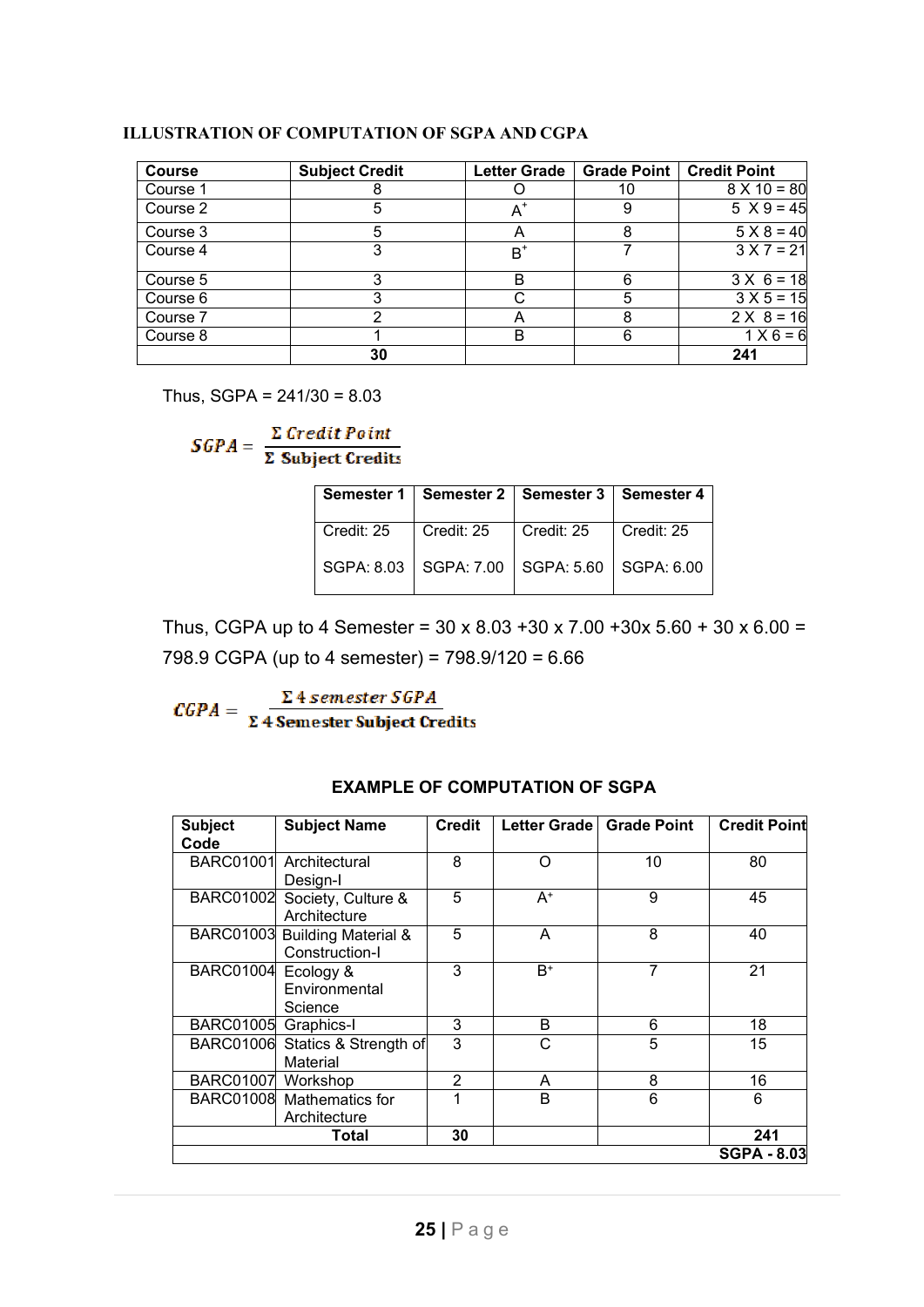## ILLUSTRATION OF COMPUTATION OF SGPA AND CGPA

| Course | Subject Credit | Letter Grade | Grade Point | Credit Point |
|---|---|---|---|---|
| Course 1 | 8 | O | 10 | 8 X 10 = 80 |
| Course 2 | 5 | $A^+$ | 9 | 5 X 9 = 45 |
| Course 3 | 5 | A | 8 | 5 X 8 = 40 |
| Course 4 | 3 | $B^+$ | 7 | 3 X 7 = 21 |
| Course 5 | 3 | B | 6 | 3 X 6 = 18 |
| Course 6 | 3 | C | 5 | 3 X 5 = 15 |
| Course 7 | 2 | A | 8 | 2 X 8 = 16 |
| Course 8 | 1 | B | 6 | 1 X 6 = 6 |
| | **30** | | | **241** |

Thus, SGPA = 241/30 = 8.03

$$SGPA = \frac{\Sigma \text{ Credit Point}}{\Sigma \text{ Subject Credits}}$$

| Semester 1 | Semester 2 | Semester 3 | Semester 4 |
|---|---|---|---|
| Credit: 25<br>SGPA: 8.03 | Credit: 25<br>SGPA: 7.00 | Credit: 25<br>SGPA: 5.60 | Credit: 25<br>SGPA: 6.00 |

Thus, CGPA up to 4 Semester = 30 x 8.03 +30 x 7.00 +30x 5.60 + 30 x 6.00 = 798.9 CGPA (up to 4 semester) = 798.9/120 = 6.66

$$CGPA = \frac{\Sigma \text{ 4 semester SGPA}}{\Sigma \text{ 4 Semester Subject Credits}}$$

### EXAMPLE OF COMPUTATION OF SGPA

| Subject Code | Subject Name | Credit | Letter Grade | Grade Point | Credit Point |
|---|---|---|---|---|---|
| BARC01001 | Architectural Design-I | 8 | O | 10 | 80 |
| BARC01002 | Society, Culture & Architecture | 5 | $A^+$ | 9 | 45 |
| BARC01003 | Building Material & Construction-I | 5 | A | 8 | 40 |
| BARC01004 | Ecology & Environmental Science | 3 | $B^+$ | 7 | 21 |
| BARC01005 | Graphics-I | 3 | B | 6 | 18 |
| BARC01006 | Statics & Strength of Material | 3 | C | 5 | 15 |
| BARC01007 | Workshop | 2 | A | 8 | 16 |
| BARC01008 | Mathematics for Architecture | 1 | B | 6 | 6 |
| | **Total** | **30** | | | **241** |
| | | | | | **SGPA - 8.03** |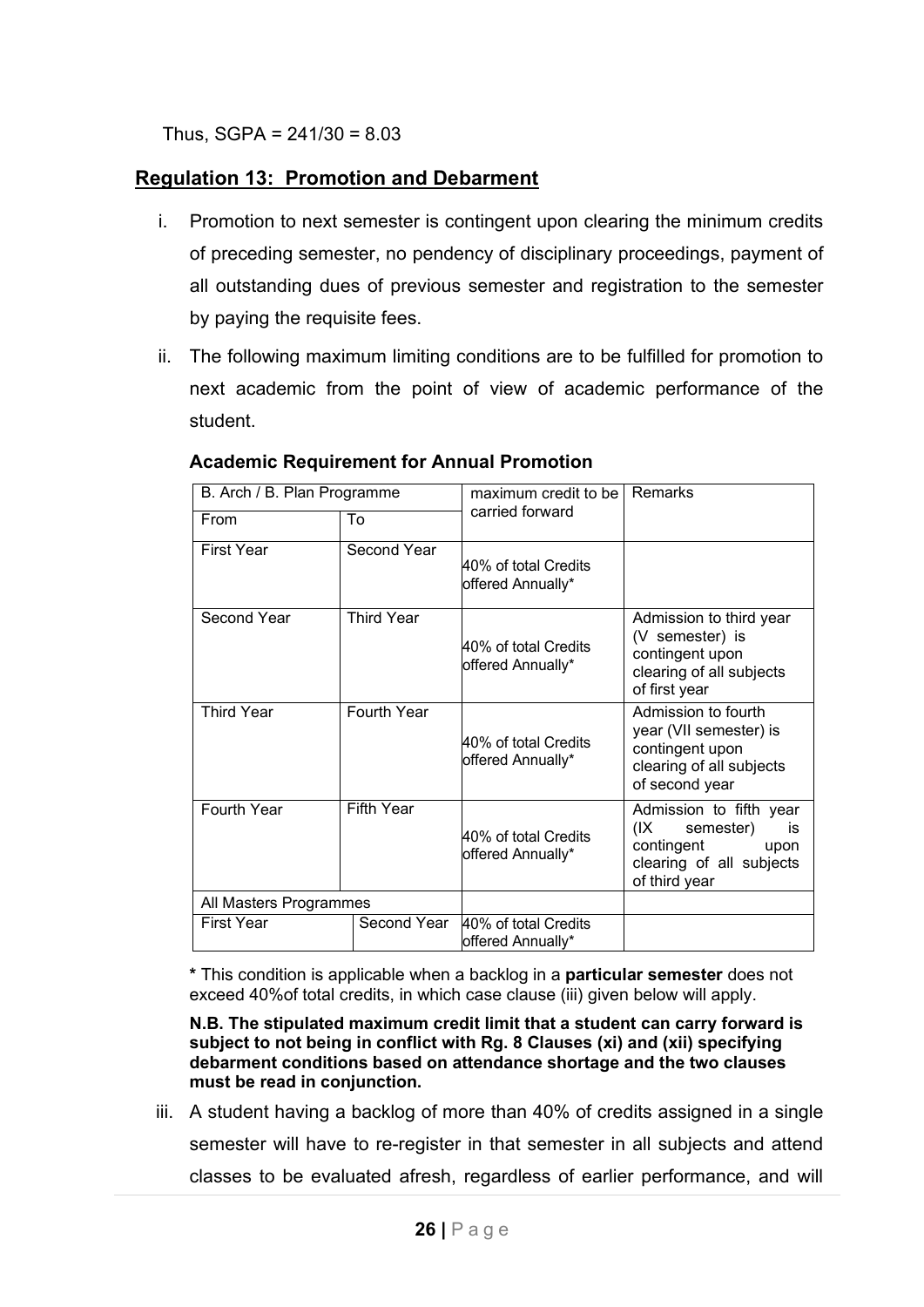Thus, SGPA = 241/30 = 8.03

## Regulation 13: Promotion and Debarment

i. Promotion to next semester is contingent upon clearing the minimum credits of preceding semester, no pendency of disciplinary proceedings, payment of all outstanding dues of previous semester and registration to the semester by paying the requisite fees.

ii. The following maximum limiting conditions are to be fulfilled for promotion to next academic from the point of view of academic performance of the student.

**Academic Requirement for Annual Promotion**

| B. Arch / B. Plan Programme | | maximum credit to be carried forward | Remarks |
|---|---|---|---|
| From | To | | |
| First Year | Second Year | 40% of total Credits offered Annually* | |
| Second Year | Third Year | 40% of total Credits offered Annually* | Admission to third year (V semester) is contingent upon clearing of all subjects of first year |
| Third Year | Fourth Year | 40% of total Credits offered Annually* | Admission to fourth year (VII semester) is contingent upon clearing of all subjects of second year |
| Fourth Year | Fifth Year | 40% of total Credits offered Annually* | Admission to fifth year (IX semester) is contingent upon clearing of all subjects of third year |
| All Masters Programmes | | | |
| First Year | Second Year | 40% of total Credits offered Annually* | |

**\*** This condition is applicable when a backlog in a **particular semester** does not exceed 40%of total credits, in which case clause (iii) given below will apply.

**N.B. The stipulated maximum credit limit that a student can carry forward is subject to not being in conflict with Rg. 8 Clauses (xi) and (xii) specifying debarment conditions based on attendance shortage and the two clauses must be read in conjunction.**

iii. A student having a backlog of more than 40% of credits assigned in a single semester will have to re-register in that semester in all subjects and attend classes to be evaluated afresh, regardless of earlier performance, and will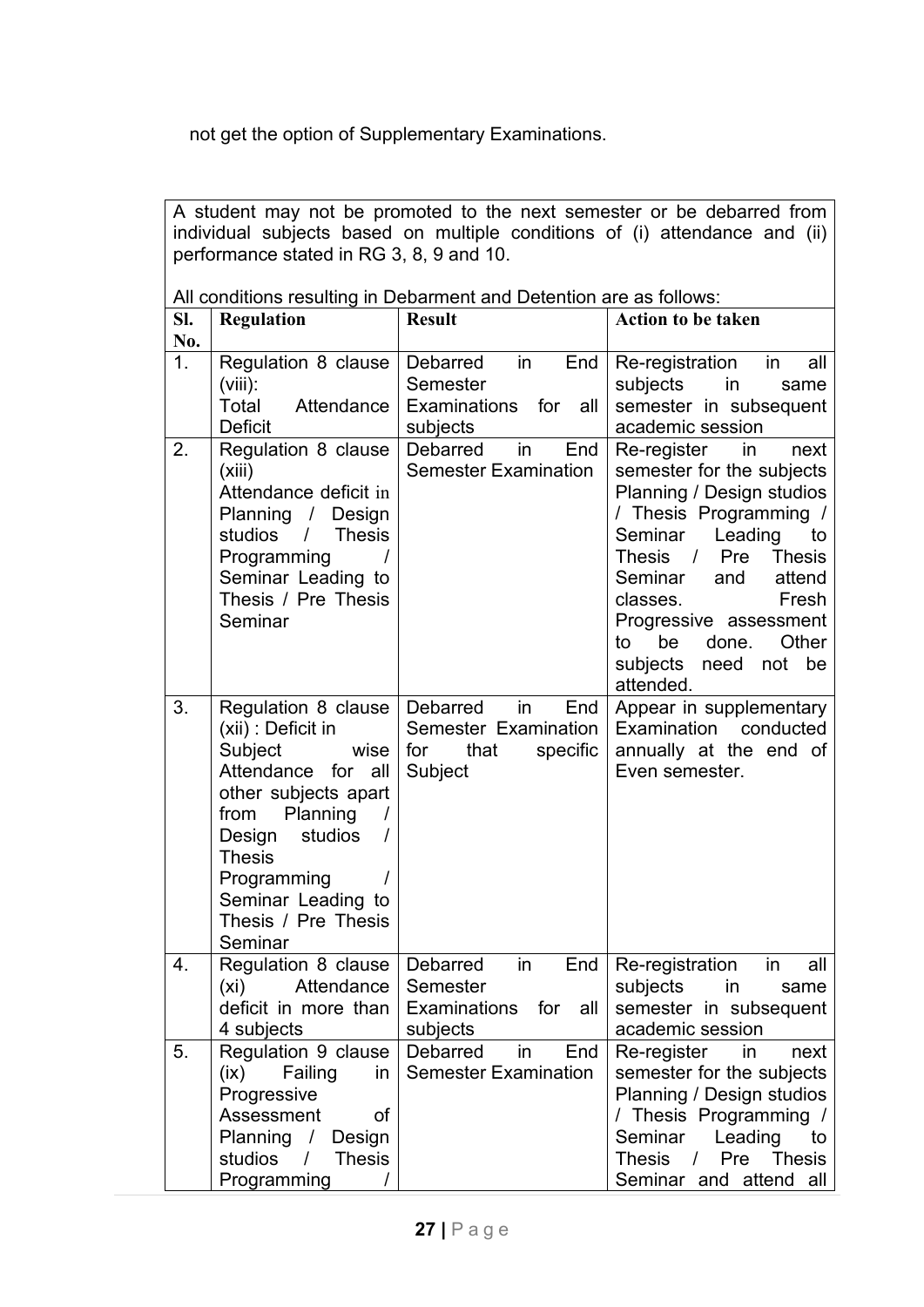not get the option of Supplementary Examinations.

A student may not be promoted to the next semester or be debarred from individual subjects based on multiple conditions of (i) attendance and (ii) performance stated in RG 3, 8, 9 and 10.

All conditions resulting in Debarment and Detention are as follows:

| Sl. No. | Regulation | Result | Action to be taken |
|---|---|---|---|
| 1. | Regulation 8 clause (viii): Total Attendance Deficit | Debarred in End Semester Examinations for all subjects | Re-registration in all subjects in same semester in subsequent academic session |
| 2. | Regulation 8 clause (xiii) Attendance deficit in Planning / Design studios / Thesis Programming / Seminar Leading to Thesis / Pre Thesis Seminar | Debarred in End Semester Examination | Re-register in next semester for the subjects Planning / Design studios / Thesis Programming / Seminar Leading to Thesis / Pre Thesis Seminar and attend classes. Fresh Progressive assessment to be done. Other subjects need not be attended. |
| 3. | Regulation 8 clause (xii) : Deficit in Subject wise Attendance for all other subjects apart from Planning / Design studios / Thesis Programming / Seminar Leading to Thesis / Pre Thesis Seminar | Debarred in End Semester Examination for that specific Subject | Appear in supplementary Examination conducted annually at the end of Even semester. |
| 4. | Regulation 8 clause (xi) Attendance deficit in more than 4 subjects | Debarred in End Semester Examinations for all subjects | Re-registration in all subjects in same semester in subsequent academic session |
| 5. | Regulation 9 clause (ix) Failing in Progressive Assessment of Planning / Design studios / Thesis Programming / | Debarred in End Semester Examination | Re-register in next semester for the subjects Planning / Design studios / Thesis Programming / Seminar Leading to Thesis / Pre Thesis Seminar and attend all |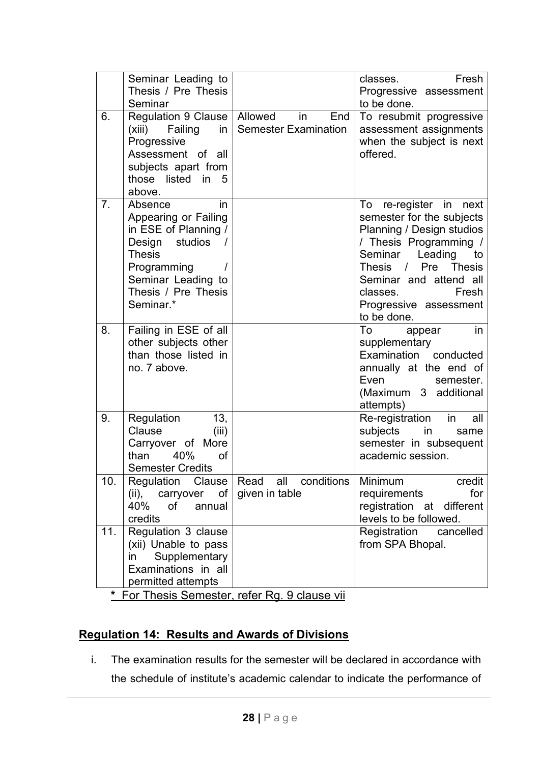| | | | |
|---|---|---|---|
| | Seminar Leading to Thesis / Pre Thesis Seminar | | classes. Fresh Progressive assessment to be done. |
| 6. | Regulation 9 Clause (xiii) Failing in Progressive Assessment of all subjects apart from those listed in 5 above. | Allowed in End Semester Examination | To resubmit progressive assessment assignments when the subject is next offered. |
| 7. | Absence in Appearing or Failing in ESE of Planning / Design studios / Thesis Programming / Seminar Leading to Thesis / Pre Thesis Seminar.* | | To re-register in next semester for the subjects Planning / Design studios / Thesis Programming / Seminar Leading to Thesis / Pre Thesis Seminar and attend all classes. Fresh Progressive assessment to be done. |
| 8. | Failing in ESE of all other subjects other than those listed in no. 7 above. | | To appear in supplementary Examination conducted annually at the end of Even semester. (Maximum 3 additional attempts) |
| 9. | Regulation 13, Clause (iii) Carryover of More than 40% of Semester Credits | | Re-registration in all subjects in same semester in subsequent academic session. |
| 10. | Regulation Clause (ii), carryover of 40% of annual credits | Read all conditions given in table | Minimum credit requirements for registration at different levels to be followed. |
| 11. | Regulation 3 clause (xii) Unable to pass in Supplementary Examinations in all permitted attempts | | Registration cancelled from SPA Bhopal. |

\* For Thesis Semester, refer Rg. 9 clause vii

## Regulation 14: Results and Awards of Divisions

i. The examination results for the semester will be declared in accordance with the schedule of institute's academic calendar to indicate the performance of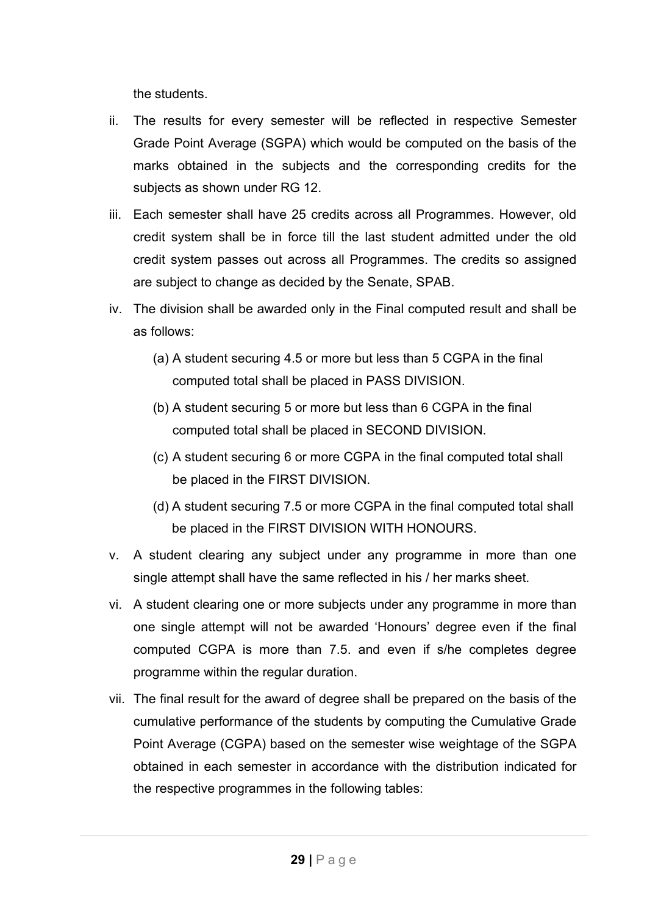the students.

ii. The results for every semester will be reflected in respective Semester Grade Point Average (SGPA) which would be computed on the basis of the marks obtained in the subjects and the corresponding credits for the subjects as shown under RG 12.

iii. Each semester shall have 25 credits across all Programmes. However, old credit system shall be in force till the last student admitted under the old credit system passes out across all Programmes. The credits so assigned are subject to change as decided by the Senate, SPAB.

iv. The division shall be awarded only in the Final computed result and shall be as follows:

   (a) A student securing 4.5 or more but less than 5 CGPA in the final computed total shall be placed in PASS DIVISION.

   (b) A student securing 5 or more but less than 6 CGPA in the final computed total shall be placed in SECOND DIVISION.

   (c) A student securing 6 or more CGPA in the final computed total shall be placed in the FIRST DIVISION.

   (d) A student securing 7.5 or more CGPA in the final computed total shall be placed in the FIRST DIVISION WITH HONOURS.

v. A student clearing any subject under any programme in more than one single attempt shall have the same reflected in his / her marks sheet.

vi. A student clearing one or more subjects under any programme in more than one single attempt will not be awarded 'Honours' degree even if the final computed CGPA is more than 7.5. and even if s/he completes degree programme within the regular duration.

vii. The final result for the award of degree shall be prepared on the basis of the cumulative performance of the students by computing the Cumulative Grade Point Average (CGPA) based on the semester wise weightage of the SGPA obtained in each semester in accordance with the distribution indicated for the respective programmes in the following tables: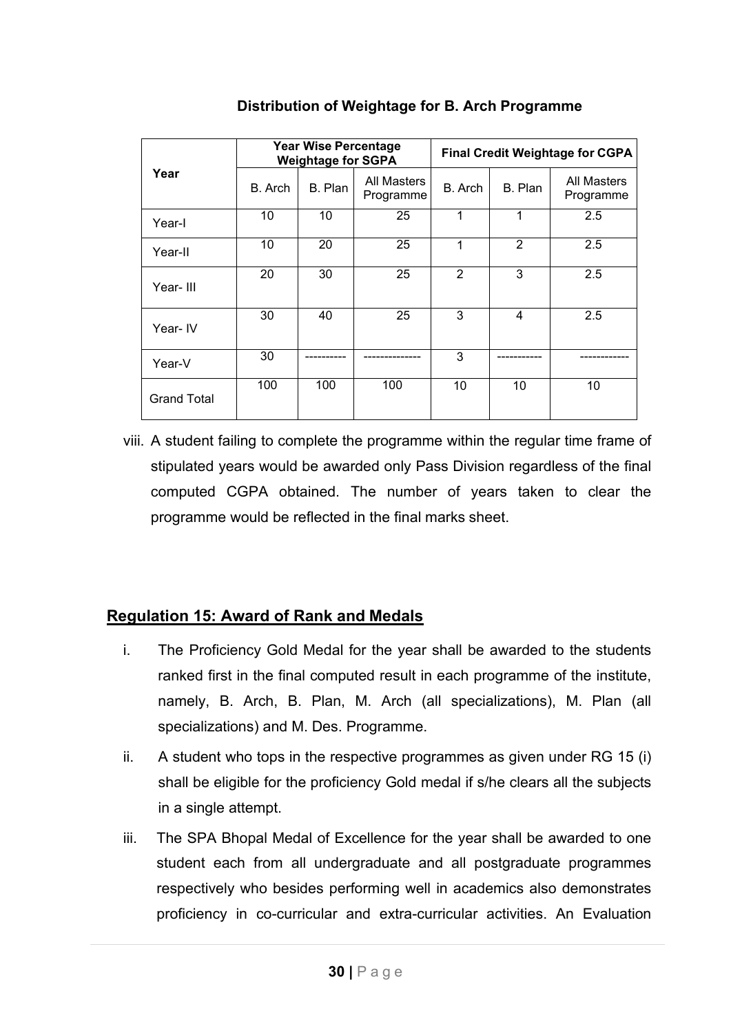**Distribution of Weightage for B. Arch Programme**

| Year | Year Wise Percentage Weightage for SGPA | | | Final Credit Weightage for CGPA | | |
|---|---|---|---|---|---|---|
| | B. Arch | B. Plan | All Masters Programme | B. Arch | B. Plan | All Masters Programme |
| Year-I | 10 | 10 | 25 | 1 | 1 | 2.5 |
| Year-II | 10 | 20 | 25 | 1 | 2 | 2.5 |
| Year- III | 20 | 30 | 25 | 2 | 3 | 2.5 |
| Year- IV | 30 | 40 | 25 | 3 | 4 | 2.5 |
| Year-V | 30 | ---------- | -------------- | 3 | ----------- | ------------ |
| Grand Total | 100 | 100 | 100 | 10 | 10 | 10 |

viii. A student failing to complete the programme within the regular time frame of stipulated years would be awarded only Pass Division regardless of the final computed CGPA obtained. The number of years taken to clear the programme would be reflected in the final marks sheet.

## Regulation 15: Award of Rank and Medals

i. The Proficiency Gold Medal for the year shall be awarded to the students ranked first in the final computed result in each programme of the institute, namely, B. Arch, B. Plan, M. Arch (all specializations), M. Plan (all specializations) and M. Des. Programme.

ii. A student who tops in the respective programmes as given under RG 15 (i) shall be eligible for the proficiency Gold medal if s/he clears all the subjects in a single attempt.

iii. The SPA Bhopal Medal of Excellence for the year shall be awarded to one student each from all undergraduate and all postgraduate programmes respectively who besides performing well in academics also demonstrates proficiency in co-curricular and extra-curricular activities. An Evaluation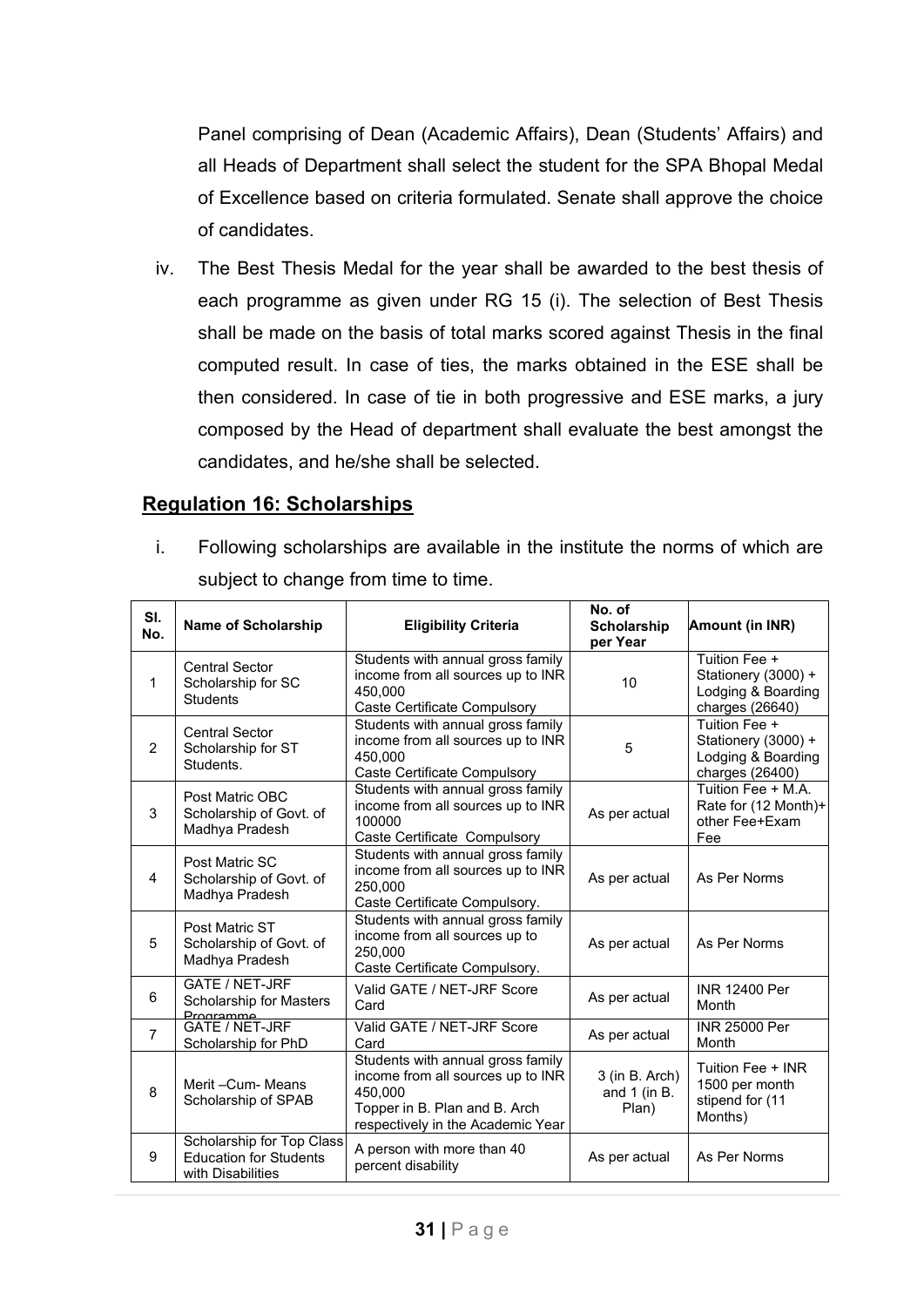Panel comprising of Dean (Academic Affairs), Dean (Students' Affairs) and all Heads of Department shall select the student for the SPA Bhopal Medal of Excellence based on criteria formulated. Senate shall approve the choice of candidates.

iv. The Best Thesis Medal for the year shall be awarded to the best thesis of each programme as given under RG 15 (i). The selection of Best Thesis shall be made on the basis of total marks scored against Thesis in the final computed result. In case of ties, the marks obtained in the ESE shall be then considered. In case of tie in both progressive and ESE marks, a jury composed by the Head of department shall evaluate the best amongst the candidates, and he/she shall be selected.

## Regulation 16: Scholarships

i. Following scholarships are available in the institute the norms of which are subject to change from time to time.

| Sl. No. | Name of Scholarship | Eligibility Criteria | No. of Scholarship per Year | Amount (in INR) |
|---|---|---|---|---|
| 1 | Central Sector Scholarship for SC Students | Students with annual gross family income from all sources up to INR 450,000 Caste Certificate Compulsory | 10 | Tuition Fee + Stationery (3000) + Lodging & Boarding charges (26640) |
| 2 | Central Sector Scholarship for ST Students. | Students with annual gross family income from all sources up to INR 450,000 Caste Certificate Compulsory | 5 | Tuition Fee + Stationery (3000) + Lodging & Boarding charges (26400) |
| 3 | Post Matric OBC Scholarship of Govt. of Madhya Pradesh | Students with annual gross family income from all sources up to INR 100000 Caste Certificate Compulsory | As per actual | Tuition Fee + M.A. Rate for (12 Month)+ other Fee+Exam Fee |
| 4 | Post Matric SC Scholarship of Govt. of Madhya Pradesh | Students with annual gross family income from all sources up to INR 250,000 Caste Certificate Compulsory. | As per actual | As Per Norms |
| 5 | Post Matric ST Scholarship of Govt. of Madhya Pradesh | Students with annual gross family income from all sources up to 250,000 Caste Certificate Compulsory. | As per actual | As Per Norms |
| 6 | GATE / NET-JRF Scholarship for Masters Programme | Valid GATE / NET-JRF Score Card | As per actual | INR 12400 Per Month |
| 7 | GATE / NET-JRF Scholarship for PhD | Valid GATE / NET-JRF Score Card | As per actual | INR 25000 Per Month |
| 8 | Merit –Cum- Means Scholarship of SPAB | Students with annual gross family income from all sources up to INR 450,000 Topper in B. Plan and B. Arch respectively in the Academic Year | 3 (in B. Arch) and 1 (in B. Plan) | Tuition Fee + INR 1500 per month stipend for (11 Months) |
| 9 | Scholarship for Top Class Education for Students with Disabilities | A person with more than 40 percent disability | As per actual | As Per Norms |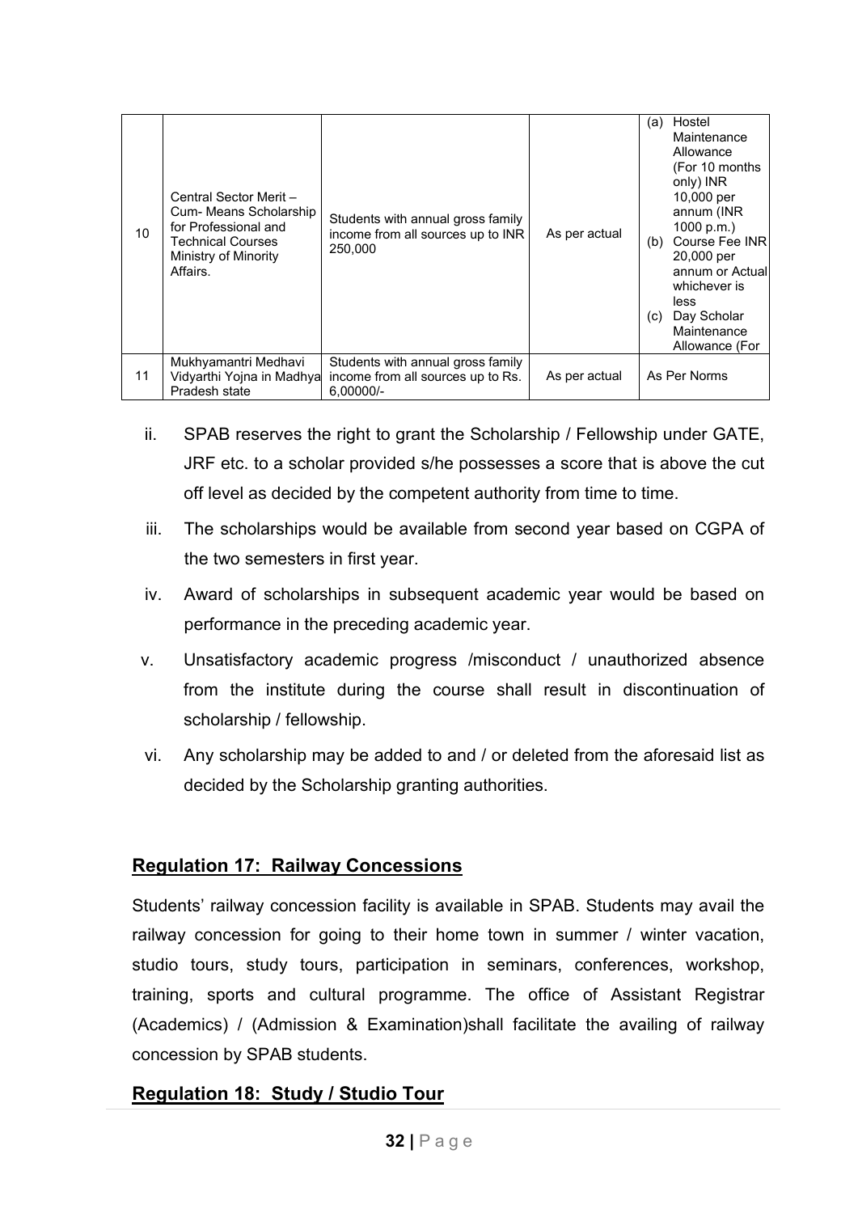| 10 | Central Sector Merit – Cum- Means Scholarship for Professional and Technical Courses Ministry of Minority Affairs. | Students with annual gross family income from all sources up to INR 250,000 | As per actual | (a) Hostel Maintenance Allowance (For 10 months only) INR 10,000 per annum (INR 1000 p.m.) (b) Course Fee INR 20,000 per annum or Actual whichever is less (c) Day Scholar Maintenance Allowance (For |
|---|---|---|---|---|
| 11 | Mukhyamantri Medhavi Vidyarthi Yojna in Madhya Pradesh state | Students with annual gross family income from all sources up to Rs. 6,00000/- | As per actual | As Per Norms |

ii. SPAB reserves the right to grant the Scholarship / Fellowship under GATE, JRF etc. to a scholar provided s/he possesses a score that is above the cut off level as decided by the competent authority from time to time.

iii. The scholarships would be available from second year based on CGPA of the two semesters in first year.

iv. Award of scholarships in subsequent academic year would be based on performance in the preceding academic year.

v. Unsatisfactory academic progress /misconduct / unauthorized absence from the institute during the course shall result in discontinuation of scholarship / fellowship.

vi. Any scholarship may be added to and / or deleted from the aforesaid list as decided by the Scholarship granting authorities.

## Regulation 17: Railway Concessions

Students' railway concession facility is available in SPAB. Students may avail the railway concession for going to their home town in summer / winter vacation, studio tours, study tours, participation in seminars, conferences, workshop, training, sports and cultural programme. The office of Assistant Registrar (Academics) / (Admission & Examination)shall facilitate the availing of railway concession by SPAB students.

## Regulation 18: Study / Studio Tour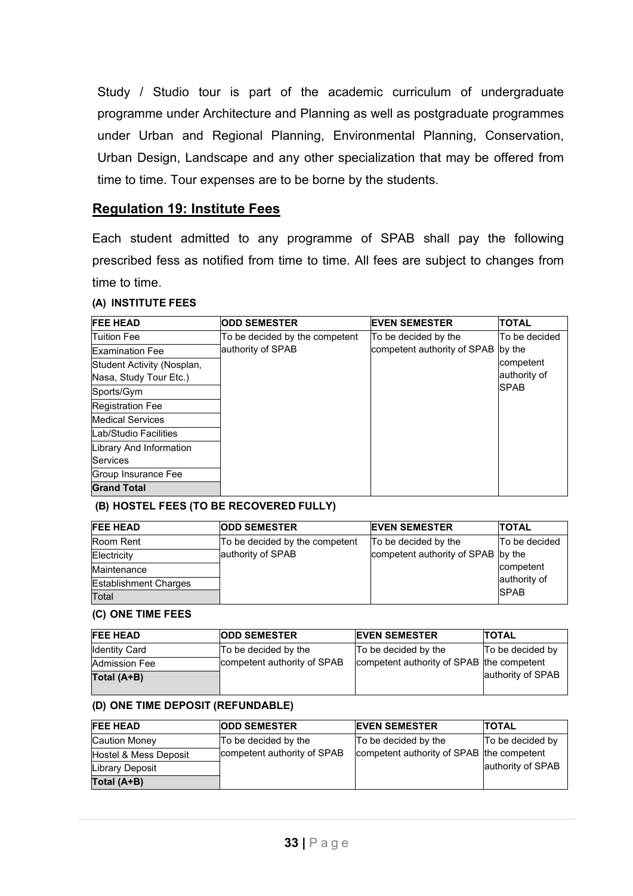Study / Studio tour is part of the academic curriculum of undergraduate programme under Architecture and Planning as well as postgraduate programmes under Urban and Regional Planning, Environmental Planning, Conservation, Urban Design, Landscape and any other specialization that may be offered from time to time. Tour expenses are to be borne by the students.

## Regulation 19: Institute Fees

Each student admitted to any programme of SPAB shall pay the following prescribed fess as notified from time to time. All fees are subject to changes from time to time.

**(A) INSTITUTE FEES**

| FEE HEAD | ODD SEMESTER | EVEN SEMESTER | TOTAL |
|---|---|---|---|
| Tuition Fee | To be decided by the competent authority of SPAB | To be decided by the competent authority of SPAB | To be decided by the competent authority of SPAB |
| Examination Fee | | | |
| Student Activity (Nosplan, Nasa, Study Tour Etc.) | | | |
| Sports/Gym | | | |
| Registration Fee | | | |
| Medical Services | | | |
| Lab/Studio Facilities | | | |
| Library And Information Services | | | |
| Group Insurance Fee | | | |
| **Grand Total** | | | |

**(B) HOSTEL FEES (TO BE RECOVERED FULLY)**

| FEE HEAD | ODD SEMESTER | EVEN SEMESTER | TOTAL |
|---|---|---|---|
| Room Rent | To be decided by the competent authority of SPAB | To be decided by the competent authority of SPAB | To be decided by the competent authority of SPAB |
| Electricity | | | |
| Maintenance | | | |
| Establishment Charges | | | |
| Total | | | |

**(C) ONE TIME FEES**

| FEE HEAD | ODD SEMESTER | EVEN SEMESTER | TOTAL |
|---|---|---|---|
| Identity Card | To be decided by the competent authority of SPAB | To be decided by the competent authority of SPAB | To be decided by the competent authority of SPAB |
| Admission Fee | | | |
| **Total (A+B)** | | | |

**(D) ONE TIME DEPOSIT (REFUNDABLE)**

| FEE HEAD | ODD SEMESTER | EVEN SEMESTER | TOTAL |
|---|---|---|---|
| Caution Money | To be decided by the competent authority of SPAB | To be decided by the competent authority of SPAB | To be decided by the competent authority of SPAB |
| Hostel & Mess Deposit | | | |
| Library Deposit | | | |
| **Total (A+B)** | | | |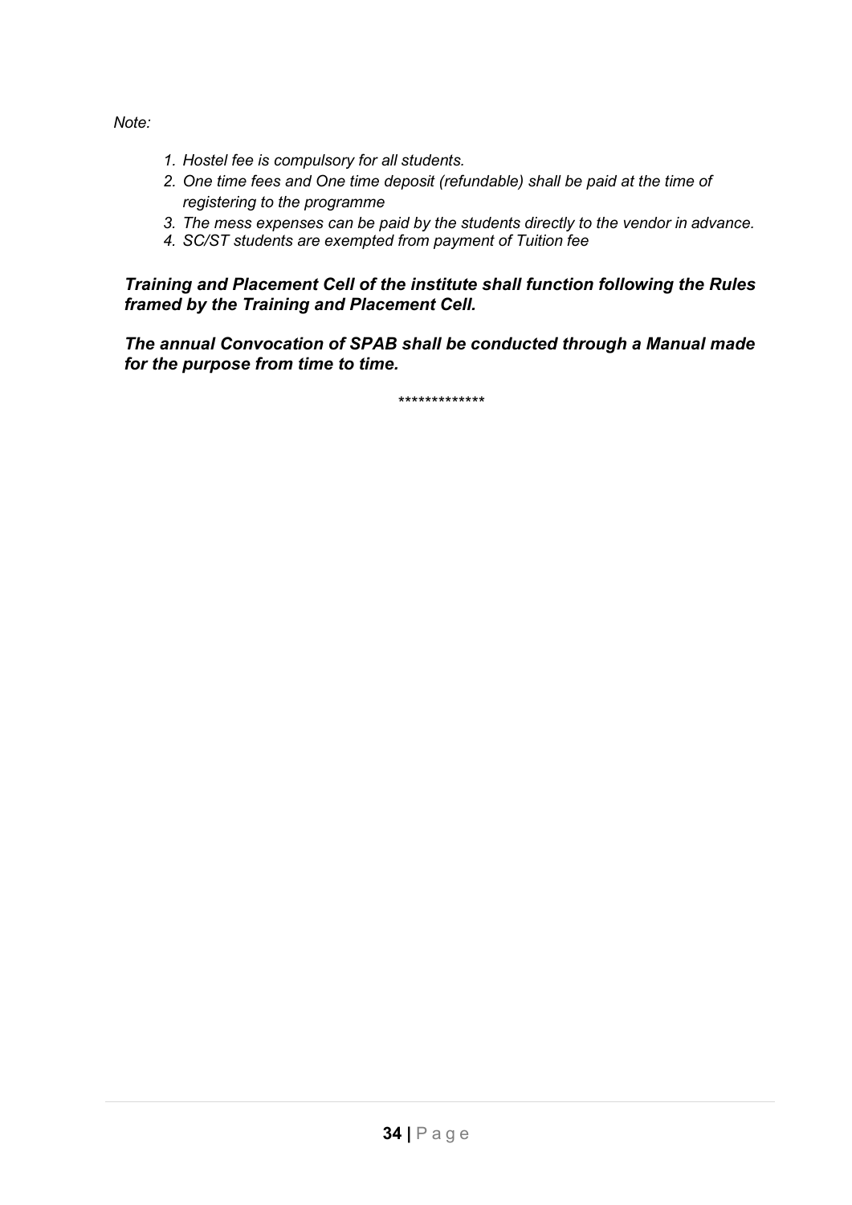*Note:*

1. *Hostel fee is compulsory for all students.*
2. *One time fees and One time deposit (refundable) shall be paid at the time of registering to the programme*
3. *The mess expenses can be paid by the students directly to the vendor in advance.*
4. *SC/ST students are exempted from payment of Tuition fee*

***Training and Placement Cell of the institute shall function following the Rules framed by the Training and Placement Cell.***

***The annual Convocation of SPAB shall be conducted through a Manual made for the purpose from time to time.***

*************